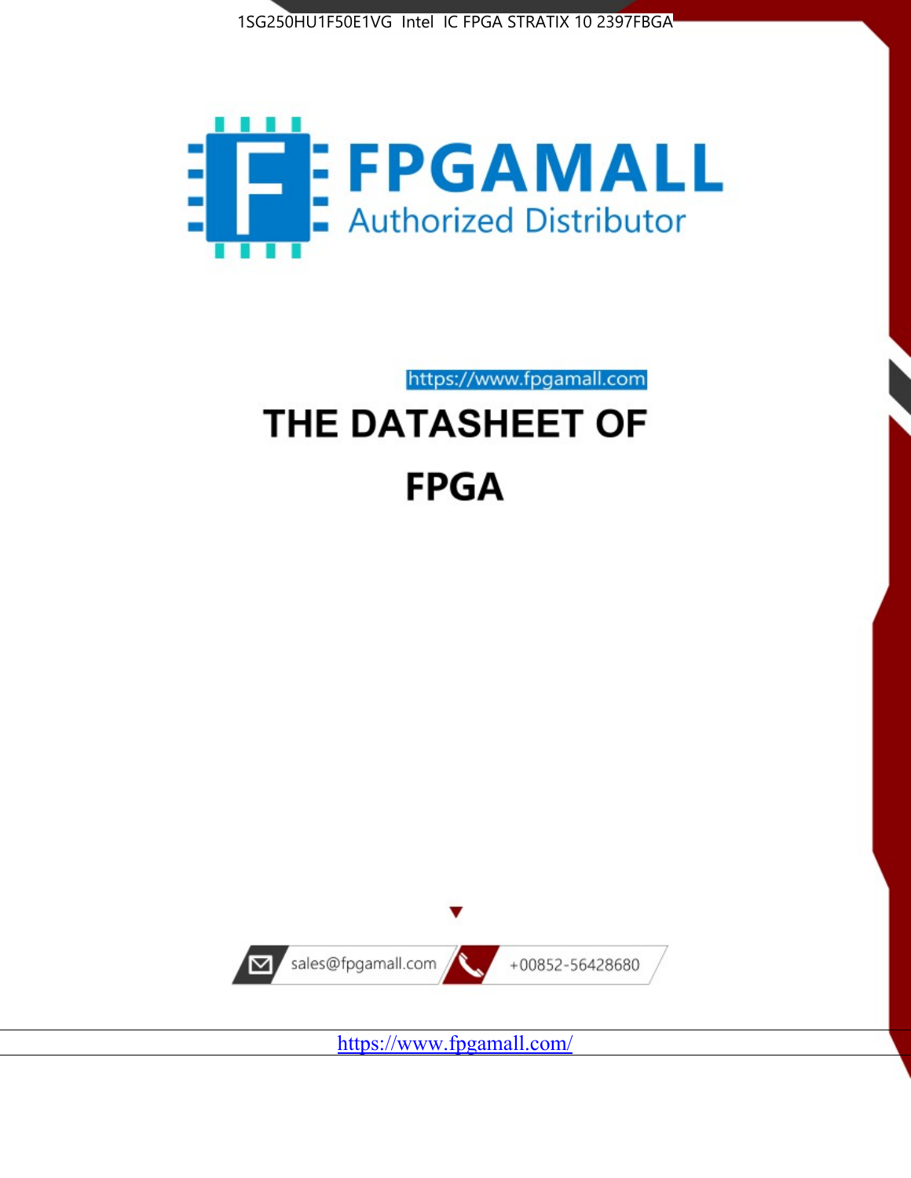1SG250HU1F50E1VG Intel IC FPGA STRATIX 10 2397FBGA

FPGAMALL
Authorized Distributor

https://www.fpgamall.com

# THE DATASHEET OF

# FPGA

sales@fpgamall.com +00852-56428680

https://www.fpgamall.com/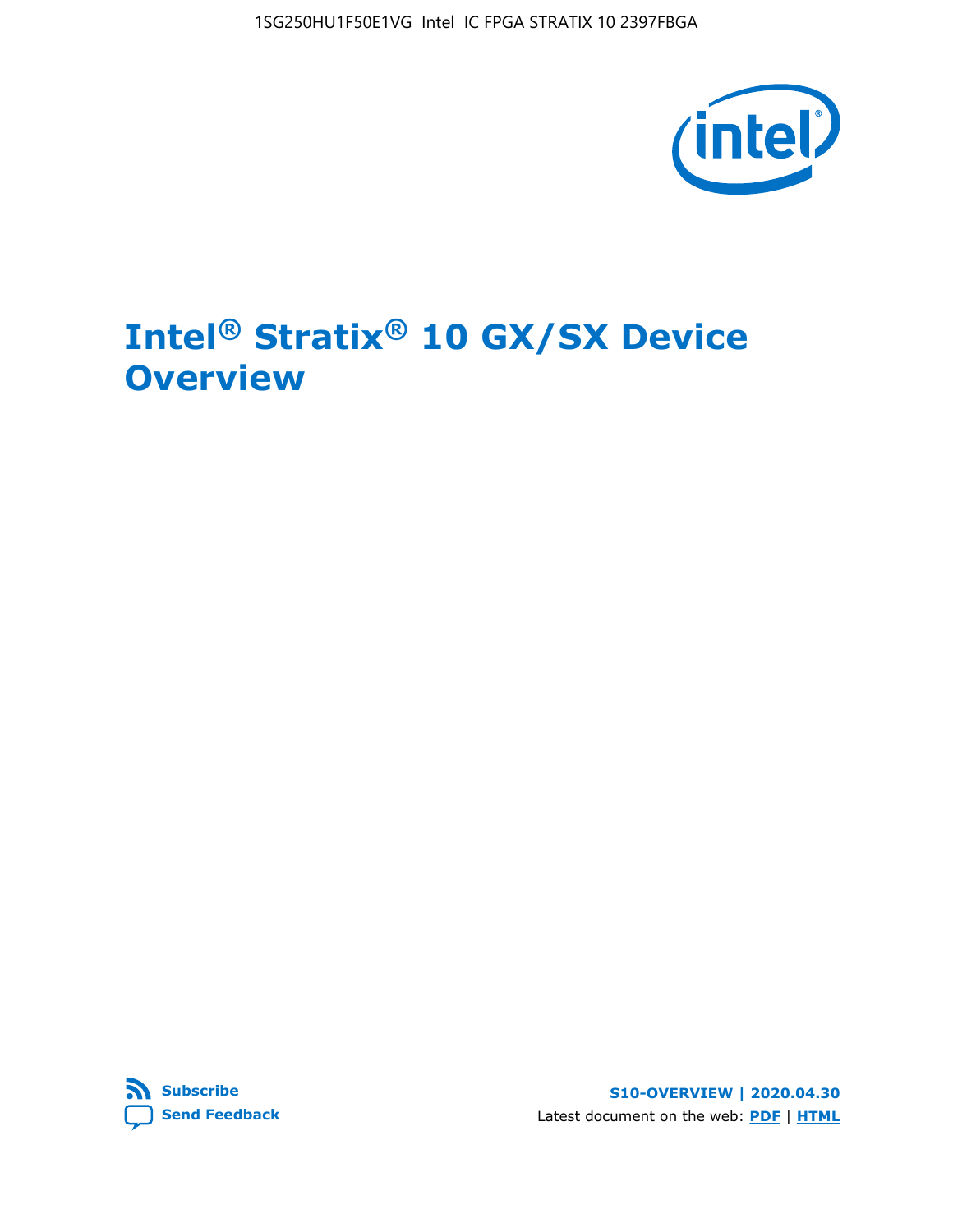1SG250HU1F50E1VG Intel IC FPGA STRATIX 10 2397FBGA

# Intel® Stratix® 10 GX/SX Device Overview

Subscribe

Send Feedback

**S10-OVERVIEW | 2020.04.30**

Latest document on the web: **PDF** | **HTML**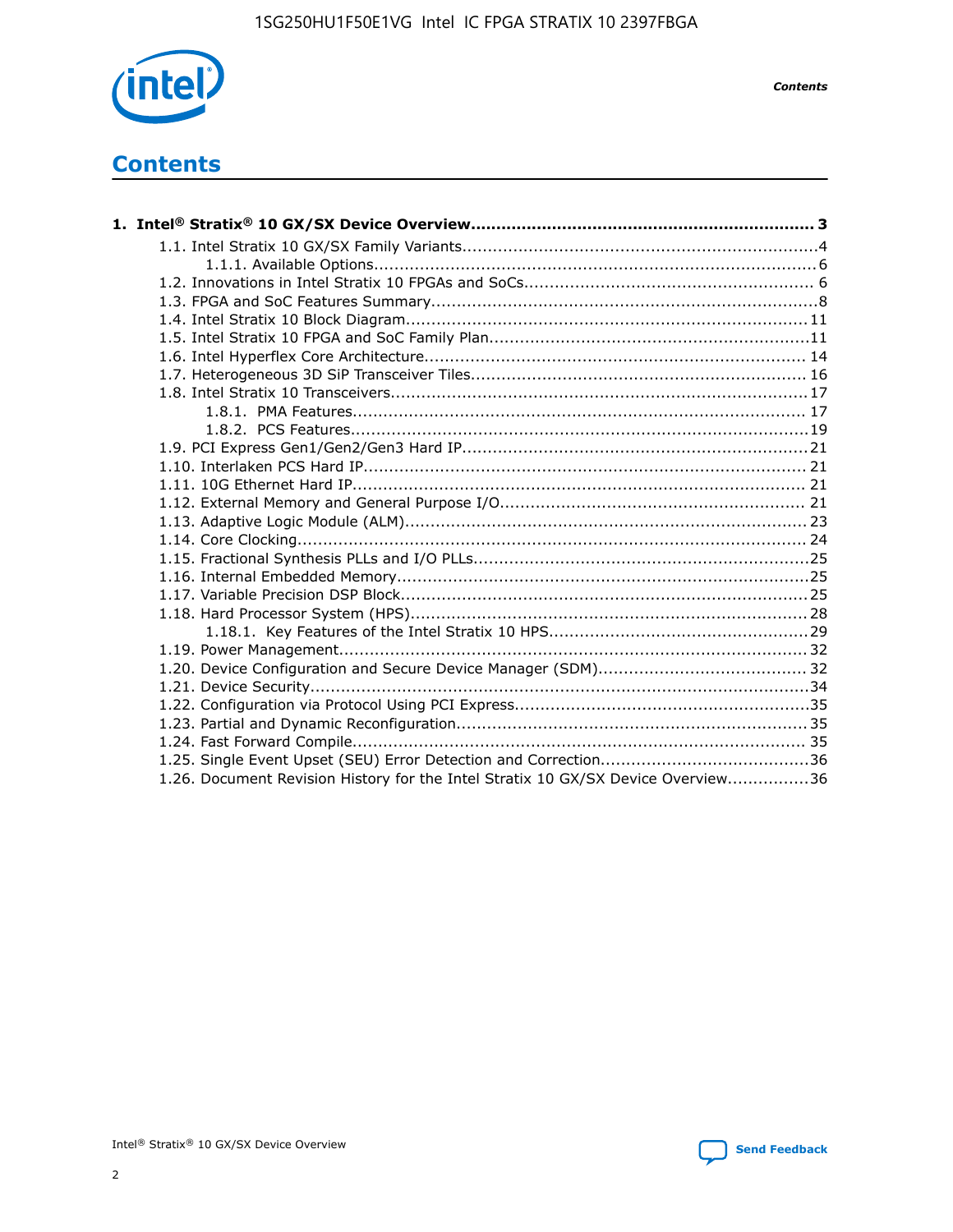# Contents

**1. Intel® Stratix® 10 GX/SX Device Overview.................................................................... 3**

- 1.1. Intel Stratix 10 GX/SX Family Variants......................................................................4
  - 1.1.1. Available Options.......................................................................................6
- 1.2. Innovations in Intel Stratix 10 FPGAs and SoCs......................................................... 6
- 1.3. FPGA and SoC Features Summary............................................................................8
- 1.4. Intel Stratix 10 Block Diagram................................................................................11
- 1.5. Intel Stratix 10 FPGA and SoC Family Plan...............................................................11
- 1.6. Intel Hyperflex Core Architecture........................................................................... 14
- 1.7. Heterogeneous 3D SiP Transceiver Tiles.................................................................. 16
- 1.8. Intel Stratix 10 Transceivers.................................................................................. 17
  - 1.8.1. PMA Features......................................................................................... 17
  - 1.8.2. PCS Features..........................................................................................19
- 1.9. PCI Express Gen1/Gen2/Gen3 Hard IP....................................................................21
- 1.10. Interlaken PCS Hard IP....................................................................................... 21
- 1.11. 10G Ethernet Hard IP......................................................................................... 21
- 1.12. External Memory and General Purpose I/O............................................................ 21
- 1.13. Adaptive Logic Module (ALM)............................................................................... 23
- 1.14. Core Clocking.................................................................................................... 24
- 1.15. Fractional Synthesis PLLs and I/O PLLs.................................................................25
- 1.16. Internal Embedded Memory.................................................................................25
- 1.17. Variable Precision DSP Block................................................................................25
- 1.18. Hard Processor System (HPS)..............................................................................28
  - 1.18.1. Key Features of the Intel Stratix 10 HPS..................................................29
- 1.19. Power Management........................................................................................... 32
- 1.20. Device Configuration and Secure Device Manager (SDM)......................................... 32
- 1.21. Device Security..................................................................................................34
- 1.22. Configuration via Protocol Using PCI Express..........................................................35
- 1.23. Partial and Dynamic Reconfiguration.................................................................... 35
- 1.24. Fast Forward Compile......................................................................................... 35
- 1.25. Single Event Upset (SEU) Error Detection and Correction.........................................36
- 1.26. Document Revision History for the Intel Stratix 10 GX/SX Device Overview................36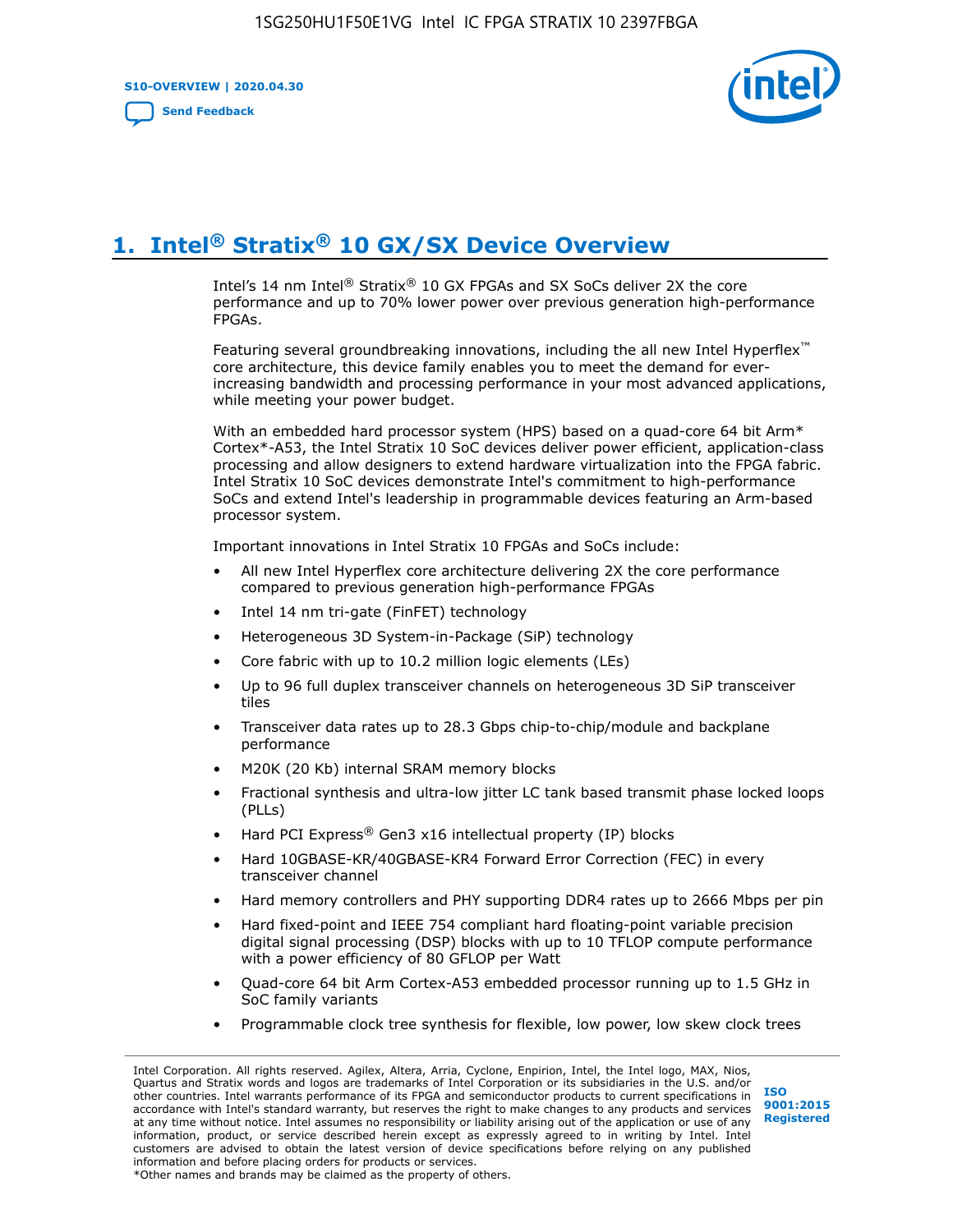# 1. Intel® Stratix® 10 GX/SX Device Overview

Intel's 14 nm Intel® Stratix® 10 GX FPGAs and SX SoCs deliver 2X the core performance and up to 70% lower power over previous generation high-performance FPGAs.

Featuring several groundbreaking innovations, including the all new Intel Hyperflex™ core architecture, this device family enables you to meet the demand for ever-increasing bandwidth and processing performance in your most advanced applications, while meeting your power budget.

With an embedded hard processor system (HPS) based on a quad-core 64 bit Arm* Cortex*-A53, the Intel Stratix 10 SoC devices deliver power efficient, application-class processing and allow designers to extend hardware virtualization into the FPGA fabric. Intel Stratix 10 SoC devices demonstrate Intel's commitment to high-performance SoCs and extend Intel's leadership in programmable devices featuring an Arm-based processor system.

Important innovations in Intel Stratix 10 FPGAs and SoCs include:

- All new Intel Hyperflex core architecture delivering 2X the core performance compared to previous generation high-performance FPGAs
- Intel 14 nm tri-gate (FinFET) technology
- Heterogeneous 3D System-in-Package (SiP) technology
- Core fabric with up to 10.2 million logic elements (LEs)
- Up to 96 full duplex transceiver channels on heterogeneous 3D SiP transceiver tiles
- Transceiver data rates up to 28.3 Gbps chip-to-chip/module and backplane performance
- M20K (20 Kb) internal SRAM memory blocks
- Fractional synthesis and ultra-low jitter LC tank based transmit phase locked loops (PLLs)
- Hard PCI Express® Gen3 x16 intellectual property (IP) blocks
- Hard 10GBASE-KR/40GBASE-KR4 Forward Error Correction (FEC) in every transceiver channel
- Hard memory controllers and PHY supporting DDR4 rates up to 2666 Mbps per pin
- Hard fixed-point and IEEE 754 compliant hard floating-point variable precision digital signal processing (DSP) blocks with up to 10 TFLOP compute performance with a power efficiency of 80 GFLOP per Watt
- Quad-core 64 bit Arm Cortex-A53 embedded processor running up to 1.5 GHz in SoC family variants
- Programmable clock tree synthesis for flexible, low power, low skew clock trees

Intel Corporation. All rights reserved. Agilex, Altera, Arria, Cyclone, Enpirion, Intel, the Intel logo, MAX, Nios, Quartus and Stratix words and logos are trademarks of Intel Corporation or its subsidiaries in the U.S. and/or other countries. Intel warrants performance of its FPGA and semiconductor products to current specifications in accordance with Intel's standard warranty, but reserves the right to make changes to any products and services at any time without notice. Intel assumes no responsibility or liability arising out of the application or use of any information, product, or service described herein except as expressly agreed to in writing by Intel. Intel customers are advised to obtain the latest version of device specifications before relying on any published information and before placing orders for products or services.
*Other names and brands may be claimed as the property of others.

ISO 9001:2015 Registered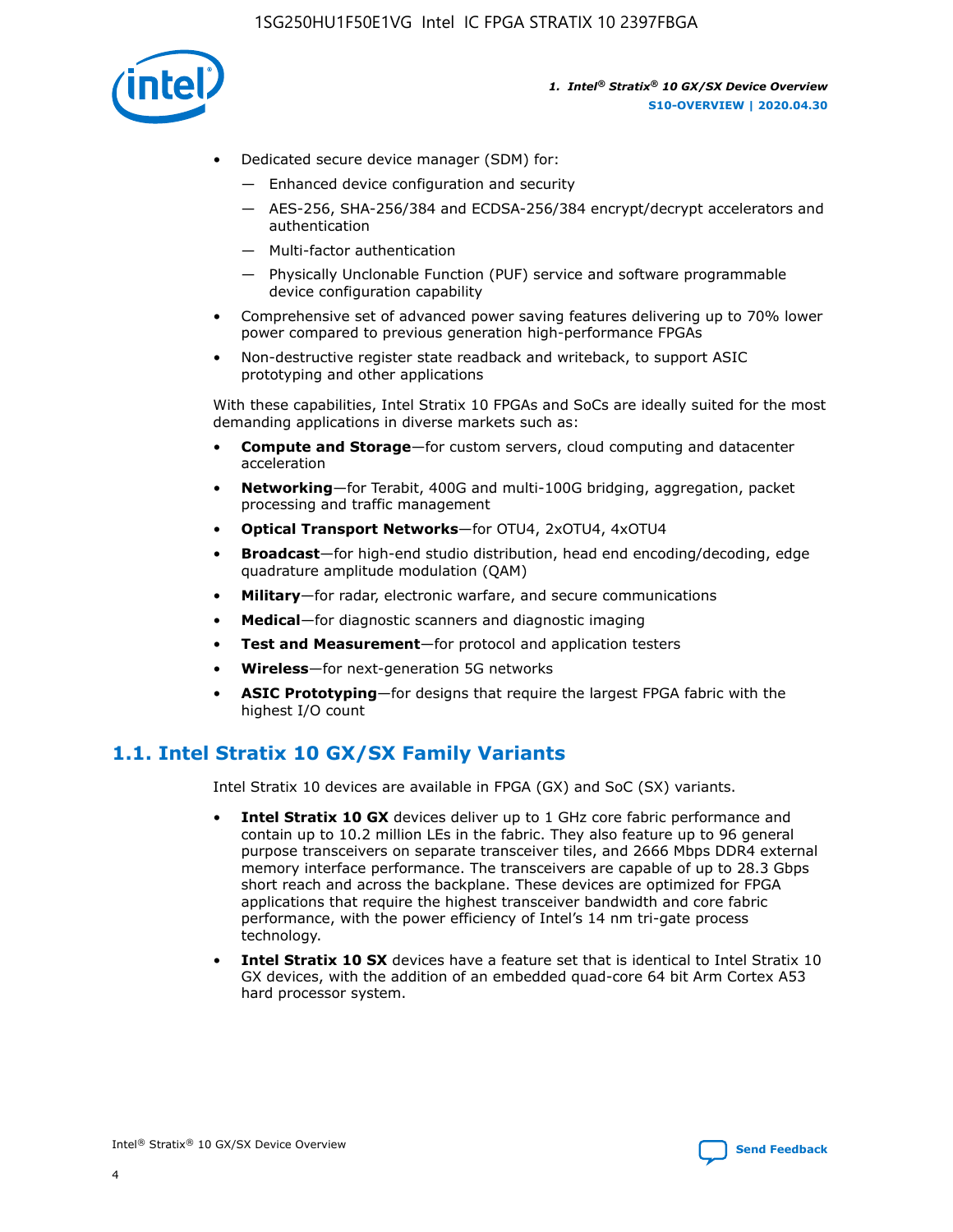- Dedicated secure device manager (SDM) for:
  - Enhanced device configuration and security
  - AES-256, SHA-256/384 and ECDSA-256/384 encrypt/decrypt accelerators and authentication
  - Multi-factor authentication
  - Physically Unclonable Function (PUF) service and software programmable device configuration capability
- Comprehensive set of advanced power saving features delivering up to 70% lower power compared to previous generation high-performance FPGAs
- Non-destructive register state readback and writeback, to support ASIC prototyping and other applications

With these capabilities, Intel Stratix 10 FPGAs and SoCs are ideally suited for the most demanding applications in diverse markets such as:

- **Compute and Storage**—for custom servers, cloud computing and datacenter acceleration
- **Networking**—for Terabit, 400G and multi-100G bridging, aggregation, packet processing and traffic management
- **Optical Transport Networks**—for OTU4, 2xOTU4, 4xOTU4
- **Broadcast**—for high-end studio distribution, head end encoding/decoding, edge quadrature amplitude modulation (QAM)
- **Military**—for radar, electronic warfare, and secure communications
- **Medical**—for diagnostic scanners and diagnostic imaging
- **Test and Measurement**—for protocol and application testers
- **Wireless**—for next-generation 5G networks
- **ASIC Prototyping**—for designs that require the largest FPGA fabric with the highest I/O count

## 1.1. Intel Stratix 10 GX/SX Family Variants

Intel Stratix 10 devices are available in FPGA (GX) and SoC (SX) variants.

- **Intel Stratix 10 GX** devices deliver up to 1 GHz core fabric performance and contain up to 10.2 million LEs in the fabric. They also feature up to 96 general purpose transceivers on separate transceiver tiles, and 2666 Mbps DDR4 external memory interface performance. The transceivers are capable of up to 28.3 Gbps short reach and across the backplane. These devices are optimized for FPGA applications that require the highest transceiver bandwidth and core fabric performance, with the power efficiency of Intel's 14 nm tri-gate process technology.
- **Intel Stratix 10 SX** devices have a feature set that is identical to Intel Stratix 10 GX devices, with the addition of an embedded quad-core 64 bit Arm Cortex A53 hard processor system.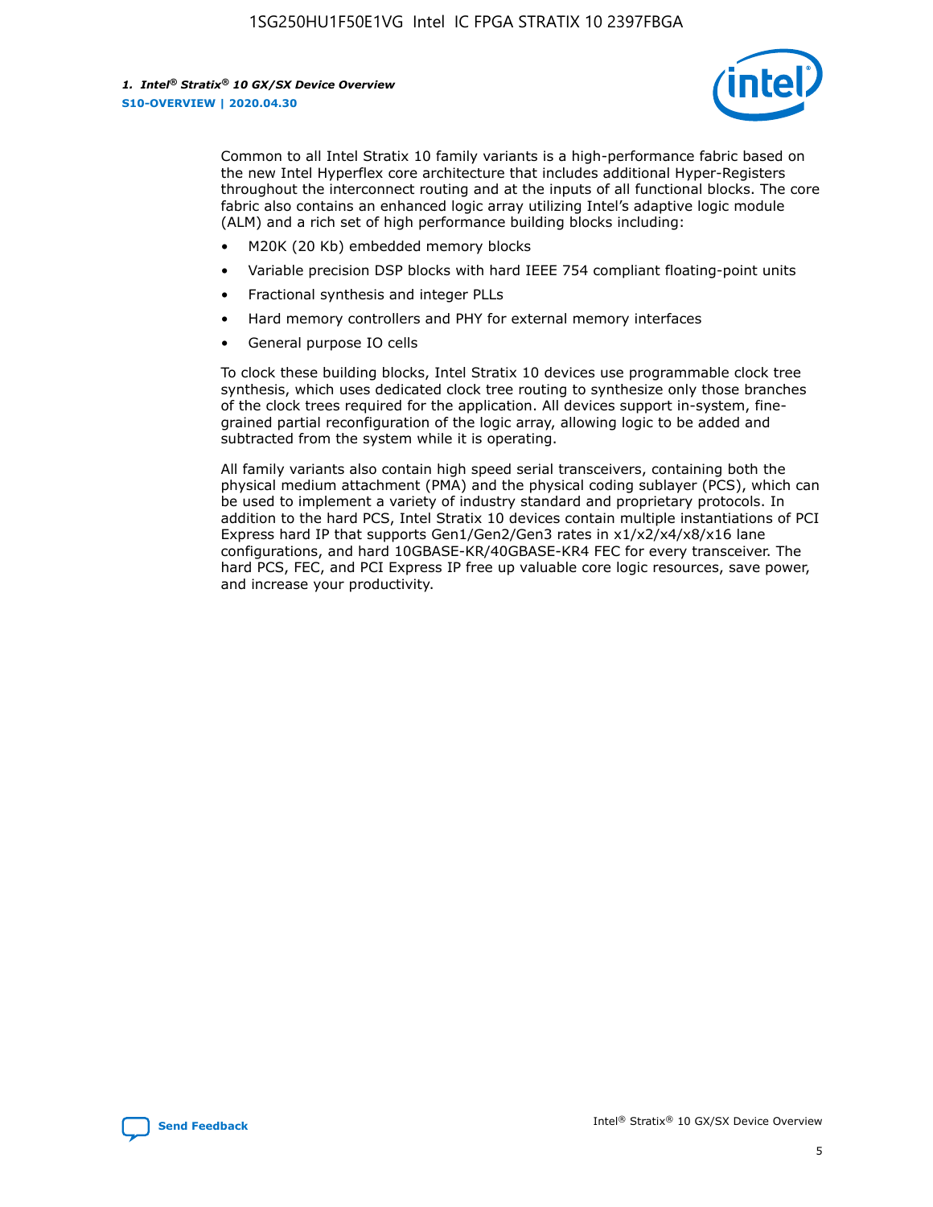Common to all Intel Stratix 10 family variants is a high-performance fabric based on the new Intel Hyperflex core architecture that includes additional Hyper-Registers throughout the interconnect routing and at the inputs of all functional blocks. The core fabric also contains an enhanced logic array utilizing Intel's adaptive logic module (ALM) and a rich set of high performance building blocks including:

- M20K (20 Kb) embedded memory blocks
- Variable precision DSP blocks with hard IEEE 754 compliant floating-point units
- Fractional synthesis and integer PLLs
- Hard memory controllers and PHY for external memory interfaces
- General purpose IO cells

To clock these building blocks, Intel Stratix 10 devices use programmable clock tree synthesis, which uses dedicated clock tree routing to synthesize only those branches of the clock trees required for the application. All devices support in-system, fine-grained partial reconfiguration of the logic array, allowing logic to be added and subtracted from the system while it is operating.

All family variants also contain high speed serial transceivers, containing both the physical medium attachment (PMA) and the physical coding sublayer (PCS), which can be used to implement a variety of industry standard and proprietary protocols. In addition to the hard PCS, Intel Stratix 10 devices contain multiple instantiations of PCI Express hard IP that supports Gen1/Gen2/Gen3 rates in x1/x2/x4/x8/x16 lane configurations, and hard 10GBASE-KR/40GBASE-KR4 FEC for every transceiver. The hard PCS, FEC, and PCI Express IP free up valuable core logic resources, save power, and increase your productivity.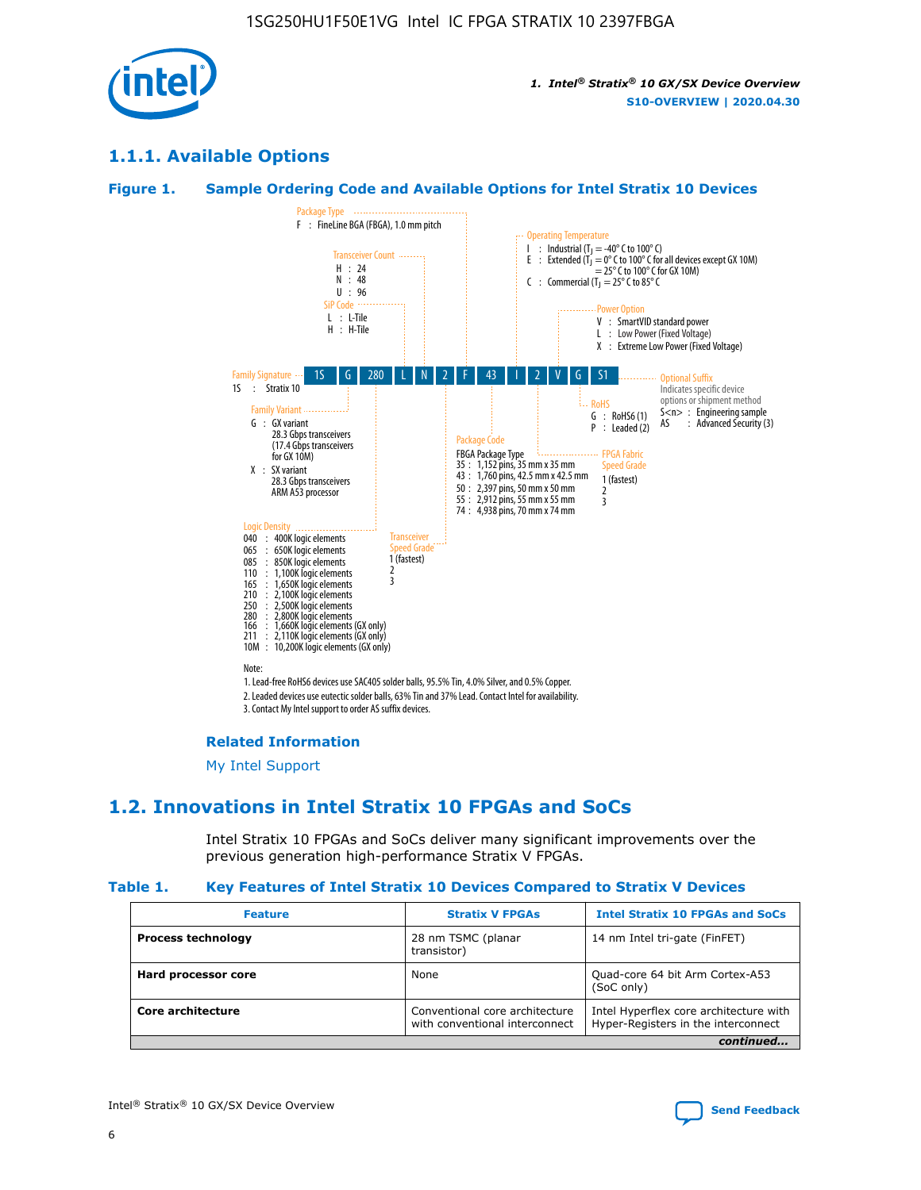## 1.1.1. Available Options

### Figure 1. Sample Ordering Code and Available Options for Intel Stratix 10 Devices

| 1S | G | 280 | L | N | 2 | F | 43 | I | 2 | V | G | S1 |
|---|---|---|---|---|---|---|---|---|---|---|---|---|

**Family Signature**
1S : Stratix 10

**Family Variant**
G : GX variant
28.3 Gbps transceivers
(17.4 Gbps transceivers for GX 10M)
X : SX variant
28.3 Gbps transceivers
ARM A53 processor

**Logic Density**
040 : 400K logic elements
065 : 650K logic elements
085 : 850K logic elements
110 : 1,100K logic elements
165 : 1,650K logic elements
210 : 2,100K logic elements
250 : 2,500K logic elements
280 : 2,800K logic elements
166 : 1,660K logic elements (GX only)
211 : 2,110K logic elements (GX only)
10M : 10,200K logic elements (GX only)

**SiP Code**
L : L-Tile
H : H-Tile

**Transceiver Count**
H : 24
N : 48
U : 96

**Transceiver Speed Grade**
1 (fastest)
2
3

**Package Type**
F : FineLine BGA (FBGA), 1.0 mm pitch

**Package Code**
FBGA Package Type
35 : 1,152 pins, 35 mm x 35 mm
43 : 1,760 pins, 42.5 mm x 42.5 mm
50 : 2,397 pins, 50 mm x 50 mm
55 : 2,912 pins, 55 mm x 55 mm
74 : 4,938 pins, 70 mm x 74 mm

**Operating Temperature**
I : Industrial ($T_J$ = -40° C to 100° C)
E : Extended ($T_J$ = 0° C to 100° C for all devices except GX 10M)
= 25° C to 100° C for GX 10M)
C : Commercial ($T_J$ = 25° C to 85° C

**FPGA Fabric Speed Grade**
1 (fastest)
2
3

**Power Option**
V : SmartVID standard power
L : Low Power (Fixed Voltage)
X : Extreme Low Power (Fixed Voltage)

**RoHS**
G : RoHS6 (1)
P : Leaded (2)

**Optional Suffix**
Indicates specific device options or shipment method
S<n> : Engineering sample
AS : Advanced Security (3)

Note:
1. Lead-free RoHS6 devices use SAC405 solder balls, 95.5% Tin, 4.0% Silver, and 0.5% Copper.
2. Leaded devices use eutectic solder balls, 63% Tin and 37% Lead. Contact Intel for availability.
3. Contact My Intel support to order AS suffix devices.

**Related Information**

My Intel Support

## 1.2. Innovations in Intel Stratix 10 FPGAs and SoCs

Intel Stratix 10 FPGAs and SoCs deliver many significant improvements over the previous generation high-performance Stratix V FPGAs.

### Table 1. Key Features of Intel Stratix 10 Devices Compared to Stratix V Devices

| Feature | Stratix V FPGAs | Intel Stratix 10 FPGAs and SoCs |
|---|---|---|
| **Process technology** | 28 nm TSMC (planar transistor) | 14 nm Intel tri-gate (FinFET) |
| **Hard processor core** | None | Quad-core 64 bit Arm Cortex-A53 (SoC only) |
| **Core architecture** | Conventional core architecture with conventional interconnect | Intel Hyperflex core architecture with Hyper-Registers in the interconnect |

*continued...*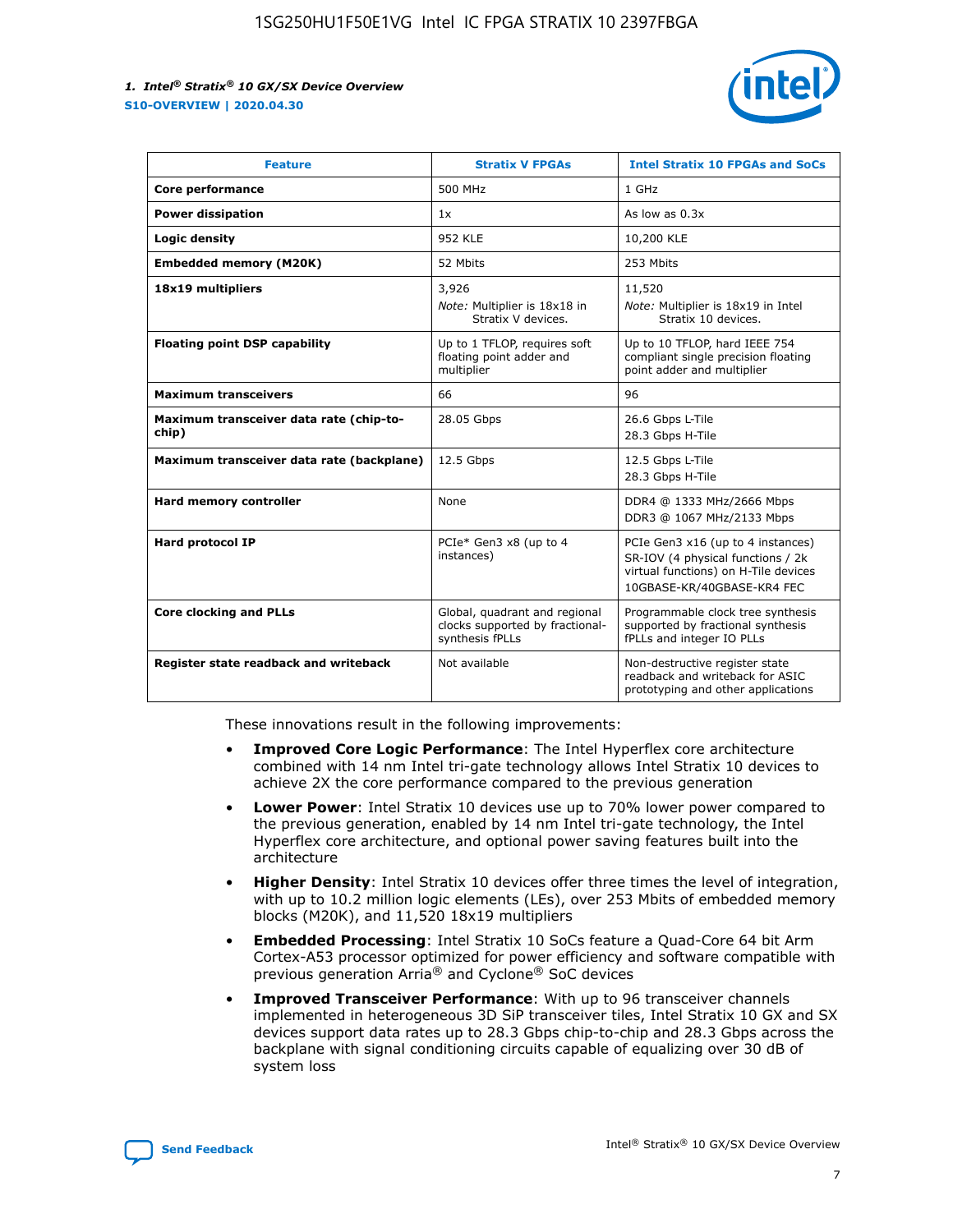| Feature | Stratix V FPGAs | Intel Stratix 10 FPGAs and SoCs |
| --- | --- | --- |
| **Core performance** | 500 MHz | 1 GHz |
| **Power dissipation** | 1x | As low as 0.3x |
| **Logic density** | 952 KLE | 10,200 KLE |
| **Embedded memory (M20K)** | 52 Mbits | 253 Mbits |
| **18x19 multipliers** | 3,926<br>*Note:* Multiplier is 18x18 in Stratix V devices. | 11,520<br>*Note:* Multiplier is 18x19 in Intel Stratix 10 devices. |
| **Floating point DSP capability** | Up to 1 TFLOP, requires soft floating point adder and multiplier | Up to 10 TFLOP, hard IEEE 754 compliant single precision floating point adder and multiplier |
| **Maximum transceivers** | 66 | 96 |
| **Maximum transceiver data rate (chip-to-chip)** | 28.05 Gbps | 26.6 Gbps L-Tile<br>28.3 Gbps H-Tile |
| **Maximum transceiver data rate (backplane)** | 12.5 Gbps | 12.5 Gbps L-Tile<br>28.3 Gbps H-Tile |
| **Hard memory controller** | None | DDR4 @ 1333 MHz/2666 Mbps<br>DDR3 @ 1067 MHz/2133 Mbps |
| **Hard protocol IP** | PCIe* Gen3 x8 (up to 4 instances) | PCIe Gen3 x16 (up to 4 instances)<br>SR-IOV (4 physical functions / 2k virtual functions) on H-Tile devices<br>10GBASE-KR/40GBASE-KR4 FEC |
| **Core clocking and PLLs** | Global, quadrant and regional clocks supported by fractional-synthesis fPLLs | Programmable clock tree synthesis supported by fractional synthesis fPLLs and integer IO PLLs |
| **Register state readback and writeback** | Not available | Non-destructive register state readback and writeback for ASIC prototyping and other applications |

These innovations result in the following improvements:

- **Improved Core Logic Performance**: The Intel Hyperflex core architecture combined with 14 nm Intel tri-gate technology allows Intel Stratix 10 devices to achieve 2X the core performance compared to the previous generation
- **Lower Power**: Intel Stratix 10 devices use up to 70% lower power compared to the previous generation, enabled by 14 nm Intel tri-gate technology, the Intel Hyperflex core architecture, and optional power saving features built into the architecture
- **Higher Density**: Intel Stratix 10 devices offer three times the level of integration, with up to 10.2 million logic elements (LEs), over 253 Mbits of embedded memory blocks (M20K), and 11,520 18x19 multipliers
- **Embedded Processing**: Intel Stratix 10 SoCs feature a Quad-Core 64 bit Arm Cortex-A53 processor optimized for power efficiency and software compatible with previous generation Arria® and Cyclone® SoC devices
- **Improved Transceiver Performance**: With up to 96 transceiver channels implemented in heterogeneous 3D SiP transceiver tiles, Intel Stratix 10 GX and SX devices support data rates up to 28.3 Gbps chip-to-chip and 28.3 Gbps across the backplane with signal conditioning circuits capable of equalizing over 30 dB of system loss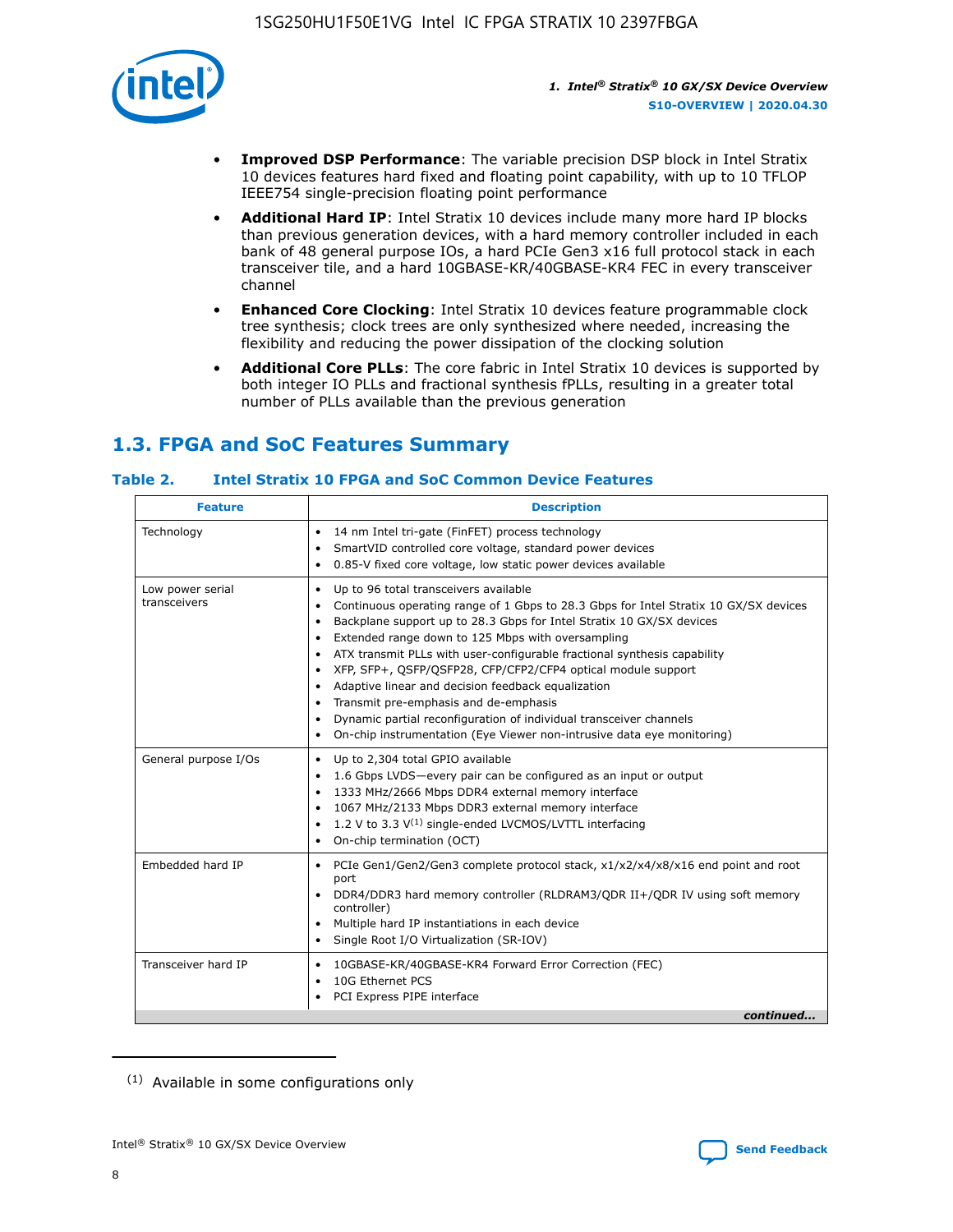- **Improved DSP Performance**: The variable precision DSP block in Intel Stratix 10 devices features hard fixed and floating point capability, with up to 10 TFLOP IEEE754 single-precision floating point performance
- **Additional Hard IP**: Intel Stratix 10 devices include many more hard IP blocks than previous generation devices, with a hard memory controller included in each bank of 48 general purpose IOs, a hard PCIe Gen3 x16 full protocol stack in each transceiver tile, and a hard 10GBASE-KR/40GBASE-KR4 FEC in every transceiver channel
- **Enhanced Core Clocking**: Intel Stratix 10 devices feature programmable clock tree synthesis; clock trees are only synthesized where needed, increasing the flexibility and reducing the power dissipation of the clocking solution
- **Additional Core PLLs**: The core fabric in Intel Stratix 10 devices is supported by both integer IO PLLs and fractional synthesis fPLLs, resulting in a greater total number of PLLs available than the previous generation

## 1.3. FPGA and SoC Features Summary

### Table 2. Intel Stratix 10 FPGA and SoC Common Device Features

| Feature | Description |
|---|---|
| Technology | • 14 nm Intel tri-gate (FinFET) process technology<br>• SmartVID controlled core voltage, standard power devices<br>• 0.85-V fixed core voltage, low static power devices available |
| Low power serial transceivers | • Up to 96 total transceivers available<br>• Continuous operating range of 1 Gbps to 28.3 Gbps for Intel Stratix 10 GX/SX devices<br>• Backplane support up to 28.3 Gbps for Intel Stratix 10 GX/SX devices<br>• Extended range down to 125 Mbps with oversampling<br>• ATX transmit PLLs with user-configurable fractional synthesis capability<br>• XFP, SFP+, QSFP/QSFP28, CFP/CFP2/CFP4 optical module support<br>• Adaptive linear and decision feedback equalization<br>• Transmit pre-emphasis and de-emphasis<br>• Dynamic partial reconfiguration of individual transceiver channels<br>• On-chip instrumentation (Eye Viewer non-intrusive data eye monitoring) |
| General purpose I/Os | • Up to 2,304 total GPIO available<br>• 1.6 Gbps LVDS—every pair can be configured as an input or output<br>• 1333 MHz/2666 Mbps DDR4 external memory interface<br>• 1067 MHz/2133 Mbps DDR3 external memory interface<br>• 1.2 V to 3.3 V(1) single-ended LVCMOS/LVTTL interfacing<br>• On-chip termination (OCT) |
| Embedded hard IP | • PCIe Gen1/Gen2/Gen3 complete protocol stack, x1/x2/x4/x8/x16 end point and root port<br>• DDR4/DDR3 hard memory controller (RLDRAM3/QDR II+/QDR IV using soft memory controller)<br>• Multiple hard IP instantiations in each device<br>• Single Root I/O Virtualization (SR-IOV) |
| Transceiver hard IP | • 10GBASE-KR/40GBASE-KR4 Forward Error Correction (FEC)<br>• 10G Ethernet PCS<br>• PCI Express PIPE interface |

*continued...*

(1) Available in some configurations only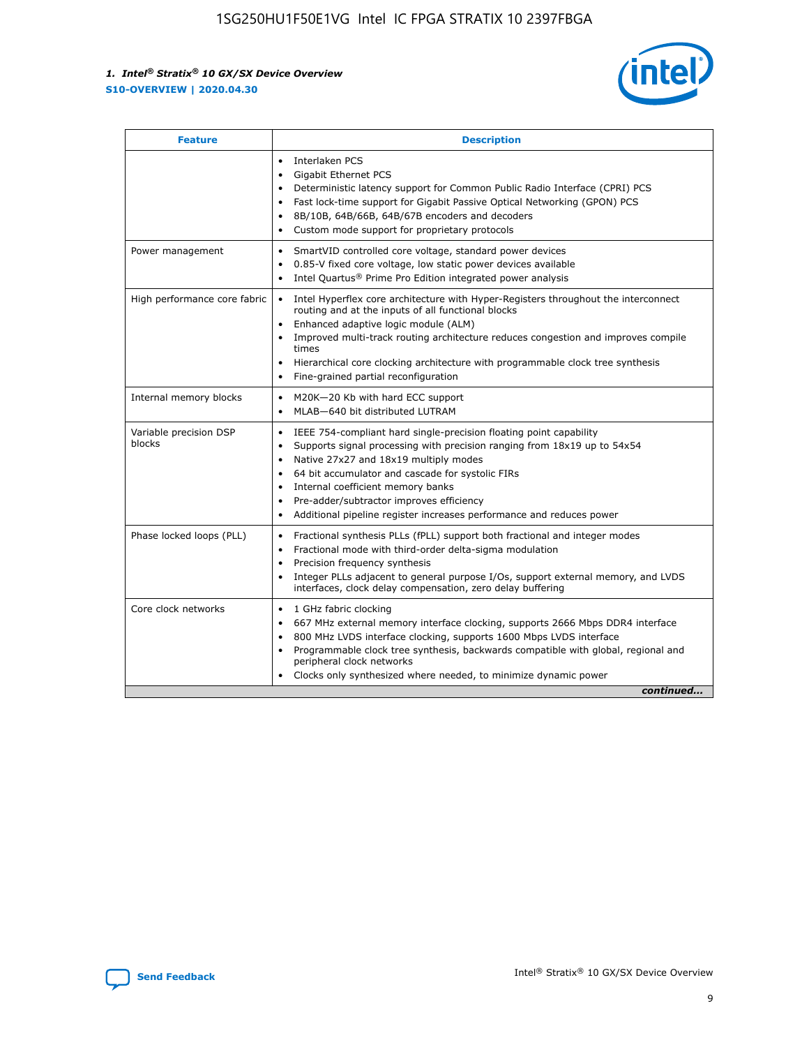| Feature | Description |
| --- | --- |
| | • Interlaken PCS<br>• Gigabit Ethernet PCS<br>• Deterministic latency support for Common Public Radio Interface (CPRI) PCS<br>• Fast lock-time support for Gigabit Passive Optical Networking (GPON) PCS<br>• 8B/10B, 64B/66B, 64B/67B encoders and decoders<br>• Custom mode support for proprietary protocols |
| Power management | • SmartVID controlled core voltage, standard power devices<br>• 0.85-V fixed core voltage, low static power devices available<br>• Intel Quartus® Prime Pro Edition integrated power analysis |
| High performance core fabric | • Intel Hyperflex core architecture with Hyper-Registers throughout the interconnect routing and at the inputs of all functional blocks<br>• Enhanced adaptive logic module (ALM)<br>• Improved multi-track routing architecture reduces congestion and improves compile times<br>• Hierarchical core clocking architecture with programmable clock tree synthesis<br>• Fine-grained partial reconfiguration |
| Internal memory blocks | • M20K—20 Kb with hard ECC support<br>• MLAB—640 bit distributed LUTRAM |
| Variable precision DSP blocks | • IEEE 754-compliant hard single-precision floating point capability<br>• Supports signal processing with precision ranging from 18x19 up to 54x54<br>• Native 27x27 and 18x19 multiply modes<br>• 64 bit accumulator and cascade for systolic FIRs<br>• Internal coefficient memory banks<br>• Pre-adder/subtractor improves efficiency<br>• Additional pipeline register increases performance and reduces power |
| Phase locked loops (PLL) | • Fractional synthesis PLLs (fPLL) support both fractional and integer modes<br>• Fractional mode with third-order delta-sigma modulation<br>• Precision frequency synthesis<br>• Integer PLLs adjacent to general purpose I/Os, support external memory, and LVDS interfaces, clock delay compensation, zero delay buffering |
| Core clock networks | • 1 GHz fabric clocking<br>• 667 MHz external memory interface clocking, supports 2666 Mbps DDR4 interface<br>• 800 MHz LVDS interface clocking, supports 1600 Mbps LVDS interface<br>• Programmable clock tree synthesis, backwards compatible with global, regional and peripheral clock networks<br>• Clocks only synthesized where needed, to minimize dynamic power |

*continued...*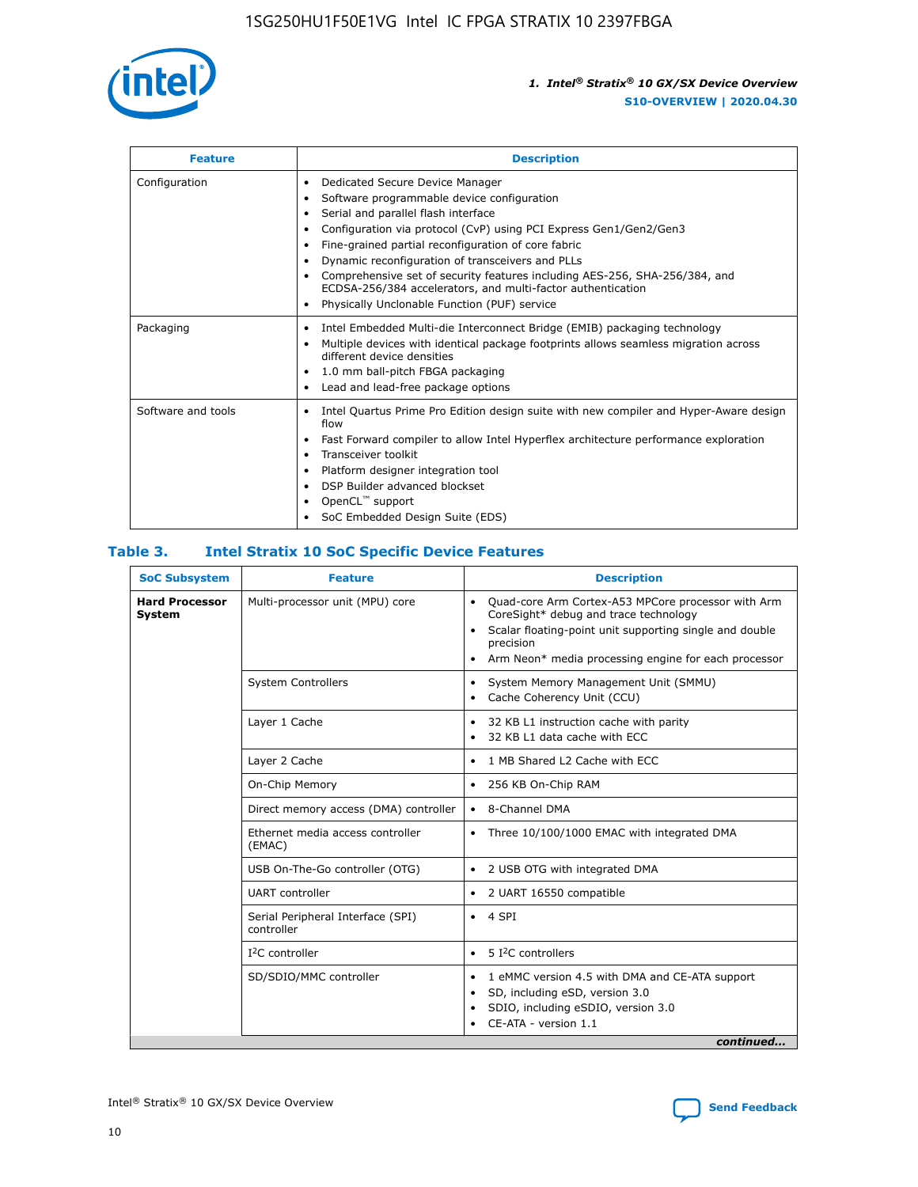| Feature | Description |
| --- | --- |
| Configuration | • Dedicated Secure Device Manager<br>• Software programmable device configuration<br>• Serial and parallel flash interface<br>• Configuration via protocol (CvP) using PCI Express Gen1/Gen2/Gen3<br>• Fine-grained partial reconfiguration of core fabric<br>• Dynamic reconfiguration of transceivers and PLLs<br>• Comprehensive set of security features including AES-256, SHA-256/384, and ECDSA-256/384 accelerators, and multi-factor authentication<br>• Physically Unclonable Function (PUF) service |
| Packaging | • Intel Embedded Multi-die Interconnect Bridge (EMIB) packaging technology<br>• Multiple devices with identical package footprints allows seamless migration across different device densities<br>• 1.0 mm ball-pitch FBGA packaging<br>• Lead and lead-free package options |
| Software and tools | • Intel Quartus Prime Pro Edition design suite with new compiler and Hyper-Aware design flow<br>• Fast Forward compiler to allow Intel Hyperflex architecture performance exploration<br>• Transceiver toolkit<br>• Platform designer integration tool<br>• DSP Builder advanced blockset<br>• OpenCL™ support<br>• SoC Embedded Design Suite (EDS) |

## Table 3. Intel Stratix 10 SoC Specific Device Features

| SoC Subsystem | Feature | Description |
| --- | --- | --- |
| **Hard Processor System** | Multi-processor unit (MPU) core | • Quad-core Arm Cortex-A53 MPCore processor with Arm CoreSight* debug and trace technology<br>• Scalar floating-point unit supporting single and double precision<br>• Arm Neon* media processing engine for each processor |
| | System Controllers | • System Memory Management Unit (SMMU)<br>• Cache Coherency Unit (CCU) |
| | Layer 1 Cache | • 32 KB L1 instruction cache with parity<br>• 32 KB L1 data cache with ECC |
| | Layer 2 Cache | • 1 MB Shared L2 Cache with ECC |
| | On-Chip Memory | • 256 KB On-Chip RAM |
| | Direct memory access (DMA) controller | • 8-Channel DMA |
| | Ethernet media access controller (EMAC) | • Three 10/100/1000 EMAC with integrated DMA |
| | USB On-The-Go controller (OTG) | • 2 USB OTG with integrated DMA |
| | UART controller | • 2 UART 16550 compatible |
| | Serial Peripheral Interface (SPI) controller | • 4 SPI |
| | I²C controller | • 5 I²C controllers |
| | SD/SDIO/MMC controller | • 1 eMMC version 4.5 with DMA and CE-ATA support<br>• SD, including eSD, version 3.0<br>• SDIO, including eSDIO, version 3.0<br>• CE-ATA - version 1.1 |

*continued...*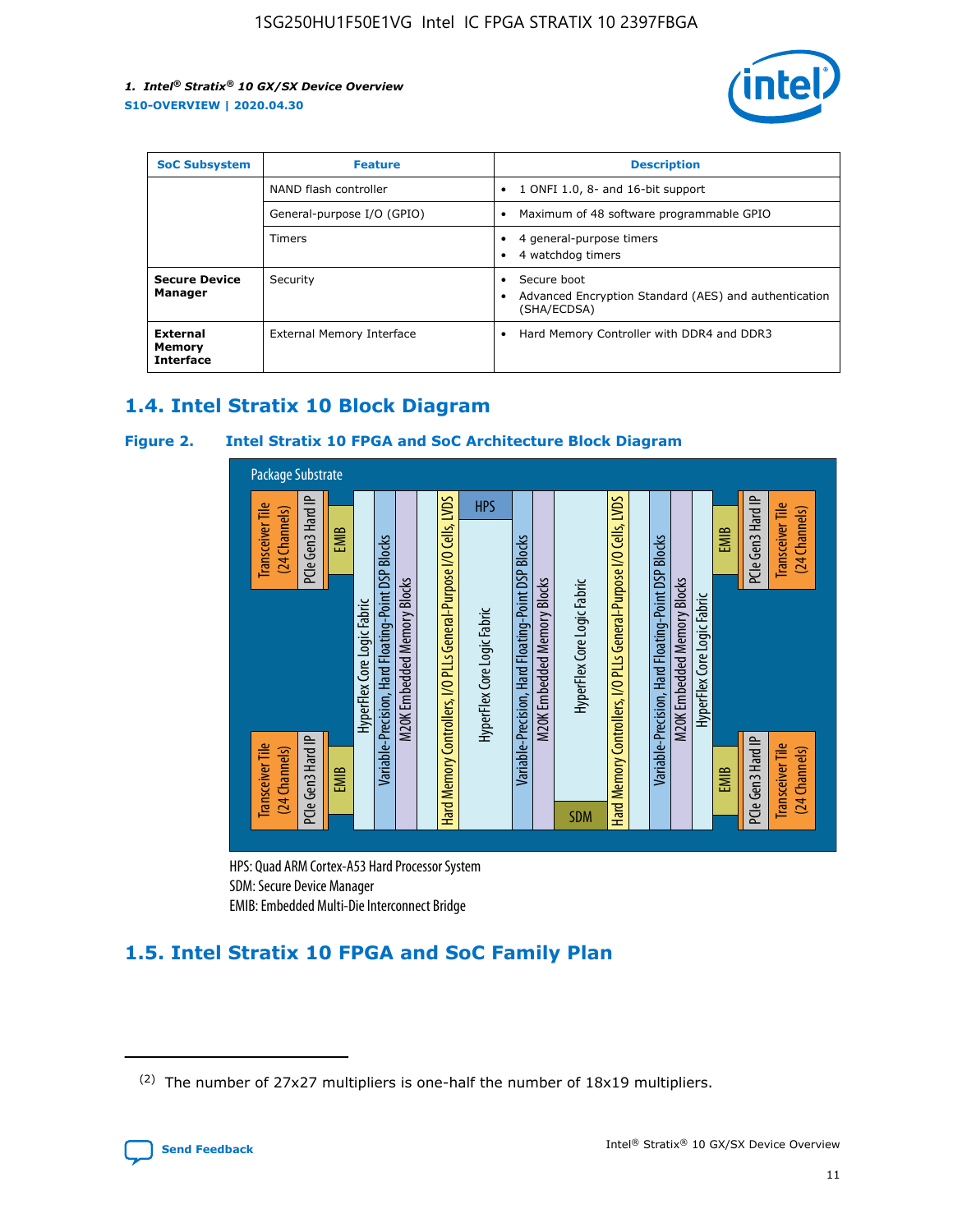| SoC Subsystem | Feature | Description |
| --- | --- | --- |
| | NAND flash controller | • 1 ONFI 1.0, 8- and 16-bit support |
| | General-purpose I/O (GPIO) | • Maximum of 48 software programmable GPIO |
| | Timers | • 4 general-purpose timers<br>• 4 watchdog timers |
| **Secure Device Manager** | Security | • Secure boot<br>• Advanced Encryption Standard (AES) and authentication (SHA/ECDSA) |
| **External Memory Interface** | External Memory Interface | • Hard Memory Controller with DDR4 and DDR3 |

## 1.4. Intel Stratix 10 Block Diagram

**Figure 2. Intel Stratix 10 FPGA and SoC Architecture Block Diagram**

Package Substrate

Transceiver Tile (24 Channels) | PCIe Gen3 Hard IP | EMIB | HyperFlex Core Logic Fabric | Variable-Precision, Hard Floating-Point DSP Blocks | M20K Embedded Memory Blocks | Hard Memory Controllers, I/O PLLs General-Purpose I/O Cells, LVDS | HPS | HyperFlex Core Logic Fabric | Variable-Precision, Hard Floating-Point DSP Blocks | M20K Embedded Memory Blocks | HyperFlex Core Logic Fabric | SDM | Hard Memory Controllers, I/O PLLs General-Purpose I/O Cells, LVDS | Variable-Precision, Hard Floating-Point DSP Blocks | M20K Embedded Memory Blocks | HyperFlex Core Logic Fabric | EMIB | PCIe Gen3 Hard IP | Transceiver Tile (24 Channels)

HPS: Quad ARM Cortex-A53 Hard Processor System
SDM: Secure Device Manager
EMIB: Embedded Multi-Die Interconnect Bridge

## 1.5. Intel Stratix 10 FPGA and SoC Family Plan

(2) The number of 27x27 multipliers is one-half the number of 18x19 multipliers.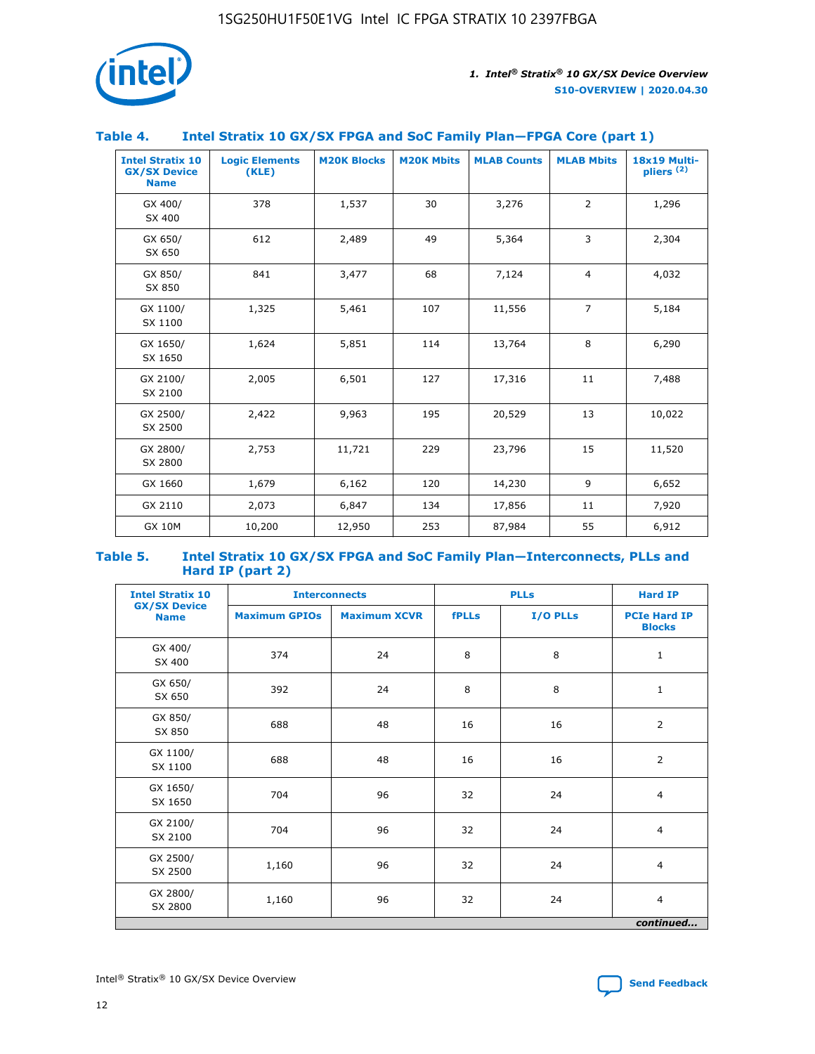## Table 4. Intel Stratix 10 GX/SX FPGA and SoC Family Plan—FPGA Core (part 1)

| Intel Stratix 10 GX/SX Device Name | Logic Elements (KLE) | M20K Blocks | M20K Mbits | MLAB Counts | MLAB Mbits | 18x19 Multi-pliers (2) |
|---|---|---|---|---|---|---|
| GX 400/ SX 400 | 378 | 1,537 | 30 | 3,276 | 2 | 1,296 |
| GX 650/ SX 650 | 612 | 2,489 | 49 | 5,364 | 3 | 2,304 |
| GX 850/ SX 850 | 841 | 3,477 | 68 | 7,124 | 4 | 4,032 |
| GX 1100/ SX 1100 | 1,325 | 5,461 | 107 | 11,556 | 7 | 5,184 |
| GX 1650/ SX 1650 | 1,624 | 5,851 | 114 | 13,764 | 8 | 6,290 |
| GX 2100/ SX 2100 | 2,005 | 6,501 | 127 | 17,316 | 11 | 7,488 |
| GX 2500/ SX 2500 | 2,422 | 9,963 | 195 | 20,529 | 13 | 10,022 |
| GX 2800/ SX 2800 | 2,753 | 11,721 | 229 | 23,796 | 15 | 11,520 |
| GX 1660 | 1,679 | 6,162 | 120 | 14,230 | 9 | 6,652 |
| GX 2110 | 2,073 | 6,847 | 134 | 17,856 | 11 | 7,920 |
| GX 10M | 10,200 | 12,950 | 253 | 87,984 | 55 | 6,912 |

## Table 5. Intel Stratix 10 GX/SX FPGA and SoC Family Plan—Interconnects, PLLs and Hard IP (part 2)

| Intel Stratix 10 GX/SX Device Name | Interconnects | | PLLs | | Hard IP |
|---|---|---|---|---|---|
| | Maximum GPIOs | Maximum XCVR | fPLLs | I/O PLLs | PCIe Hard IP Blocks |
| GX 400/ SX 400 | 374 | 24 | 8 | 8 | 1 |
| GX 650/ SX 650 | 392 | 24 | 8 | 8 | 1 |
| GX 850/ SX 850 | 688 | 48 | 16 | 16 | 2 |
| GX 1100/ SX 1100 | 688 | 48 | 16 | 16 | 2 |
| GX 1650/ SX 1650 | 704 | 96 | 32 | 24 | 4 |
| GX 2100/ SX 2100 | 704 | 96 | 32 | 24 | 4 |
| GX 2500/ SX 2500 | 1,160 | 96 | 32 | 24 | 4 |
| GX 2800/ SX 2800 | 1,160 | 96 | 32 | 24 | 4 |

*continued...*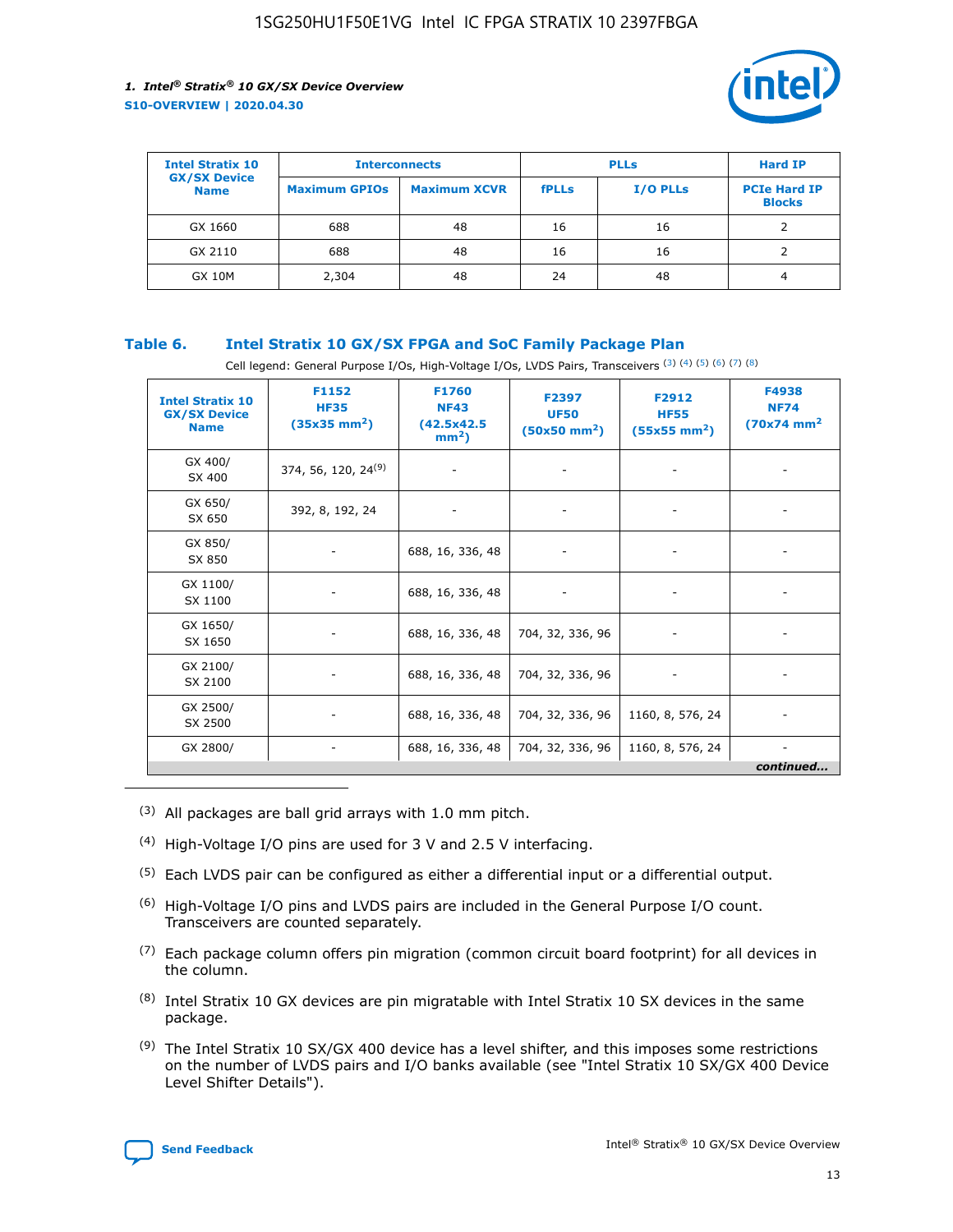| Intel Stratix 10 GX/SX Device Name | Interconnects | | PLLs | | Hard IP |
|---|---|---|---|---|---|
| | Maximum GPIOs | Maximum XCVR | fPLLs | I/O PLLs | PCIe Hard IP Blocks |
| GX 1660 | 688 | 48 | 16 | 16 | 2 |
| GX 2110 | 688 | 48 | 16 | 16 | 2 |
| GX 10M | 2,304 | 48 | 24 | 48 | 4 |

**Table 6. Intel Stratix 10 GX/SX FPGA and SoC Family Package Plan**

Cell legend: General Purpose I/Os, High-Voltage I/Os, LVDS Pairs, Transceivers [(3)] [(4)] [(5)] [(6)] [(7)] [(8)]

| Intel Stratix 10 GX/SX Device Name | F1152 HF35 (35x35 mm²) | F1760 NF43 (42.5x42.5 mm²) | F2397 UF50 (50x50 mm²) | F2912 HF55 (55x55 mm²) | F4938 NF74 (70x74 mm²) |
|---|---|---|---|---|---|
| GX 400/ SX 400 | 374, 56, 120, 24[(9)] | - | - | - | - |
| GX 650/ SX 650 | 392, 8, 192, 24 | - | - | - | - |
| GX 850/ SX 850 | - | 688, 16, 336, 48 | - | - | - |
| GX 1100/ SX 1100 | - | 688, 16, 336, 48 | - | - | - |
| GX 1650/ SX 1650 | - | 688, 16, 336, 48 | 704, 32, 336, 96 | - | - |
| GX 2100/ SX 2100 | - | 688, 16, 336, 48 | 704, 32, 336, 96 | - | - |
| GX 2500/ SX 2500 | - | 688, 16, 336, 48 | 704, 32, 336, 96 | 1160, 8, 576, 24 | - |
| GX 2800/ | - | 688, 16, 336, 48 | 704, 32, 336, 96 | 1160, 8, 576, 24 | - |

*continued...*

(3) All packages are ball grid arrays with 1.0 mm pitch.

(4) High-Voltage I/O pins are used for 3 V and 2.5 V interfacing.

(5) Each LVDS pair can be configured as either a differential input or a differential output.

(6) High-Voltage I/O pins and LVDS pairs are included in the General Purpose I/O count. Transceivers are counted separately.

(7) Each package column offers pin migration (common circuit board footprint) for all devices in the column.

(8) Intel Stratix 10 GX devices are pin migratable with Intel Stratix 10 SX devices in the same package.

(9) The Intel Stratix 10 SX/GX 400 device has a level shifter, and this imposes some restrictions on the number of LVDS pairs and I/O banks available (see "Intel Stratix 10 SX/GX 400 Device Level Shifter Details").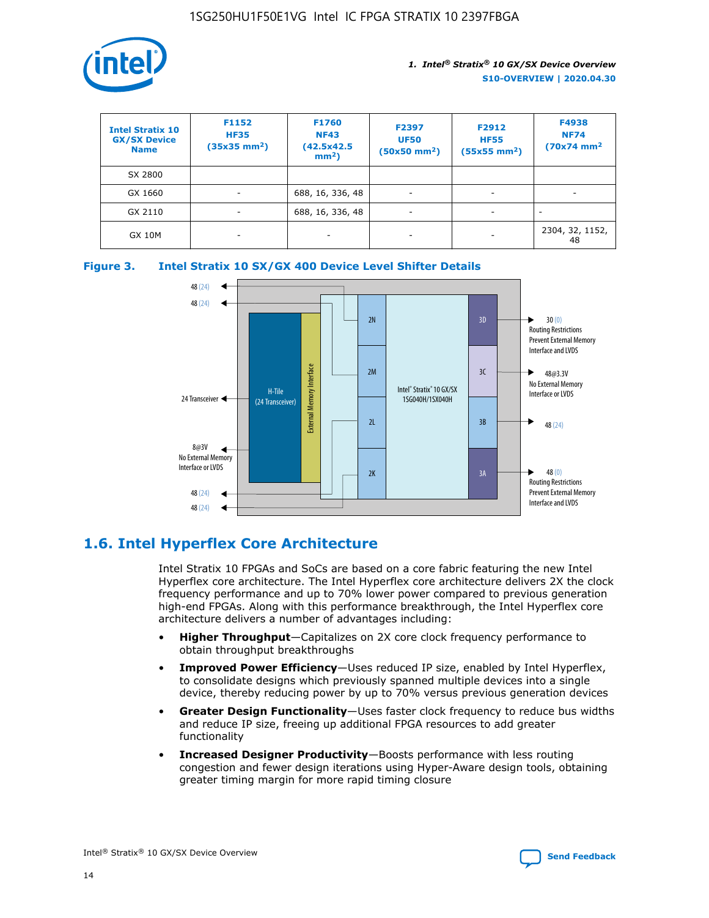| Intel Stratix 10 GX/SX Device Name | F1152 HF35 (35x35 mm²) | F1760 NF43 (42.5x42.5 mm²) | F2397 UF50 (50x50 mm²) | F2912 HF55 (55x55 mm²) | F4938 NF74 (70x74 mm² |
|---|---|---|---|---|---|
| SX 2800 | | | | | |
| GX 1660 | - | 688, 16, 336, 48 | - | - | - |
| GX 2110 | - | 688, 16, 336, 48 | - | - | - |
| GX 10M | - | - | - | - | 2304, 32, 1152, 48 |

**Figure 3. Intel Stratix 10 SX/GX 400 Device Level Shifter Details**

## 1.6. Intel Hyperflex Core Architecture

Intel Stratix 10 FPGAs and SoCs are based on a core fabric featuring the new Intel Hyperflex core architecture. The Intel Hyperflex core architecture delivers 2X the clock frequency performance and up to 70% lower power compared to previous generation high-end FPGAs. Along with this performance breakthrough, the Intel Hyperflex core architecture delivers a number of advantages including:

- **Higher Throughput**—Capitalizes on 2X core clock frequency performance to obtain throughput breakthroughs
- **Improved Power Efficiency**—Uses reduced IP size, enabled by Intel Hyperflex, to consolidate designs which previously spanned multiple devices into a single device, thereby reducing power by up to 70% versus previous generation devices
- **Greater Design Functionality**—Uses faster clock frequency to reduce bus widths and reduce IP size, freeing up additional FPGA resources to add greater functionality
- **Increased Designer Productivity**—Boosts performance with less routing congestion and fewer design iterations using Hyper-Aware design tools, obtaining greater timing margin for more rapid timing closure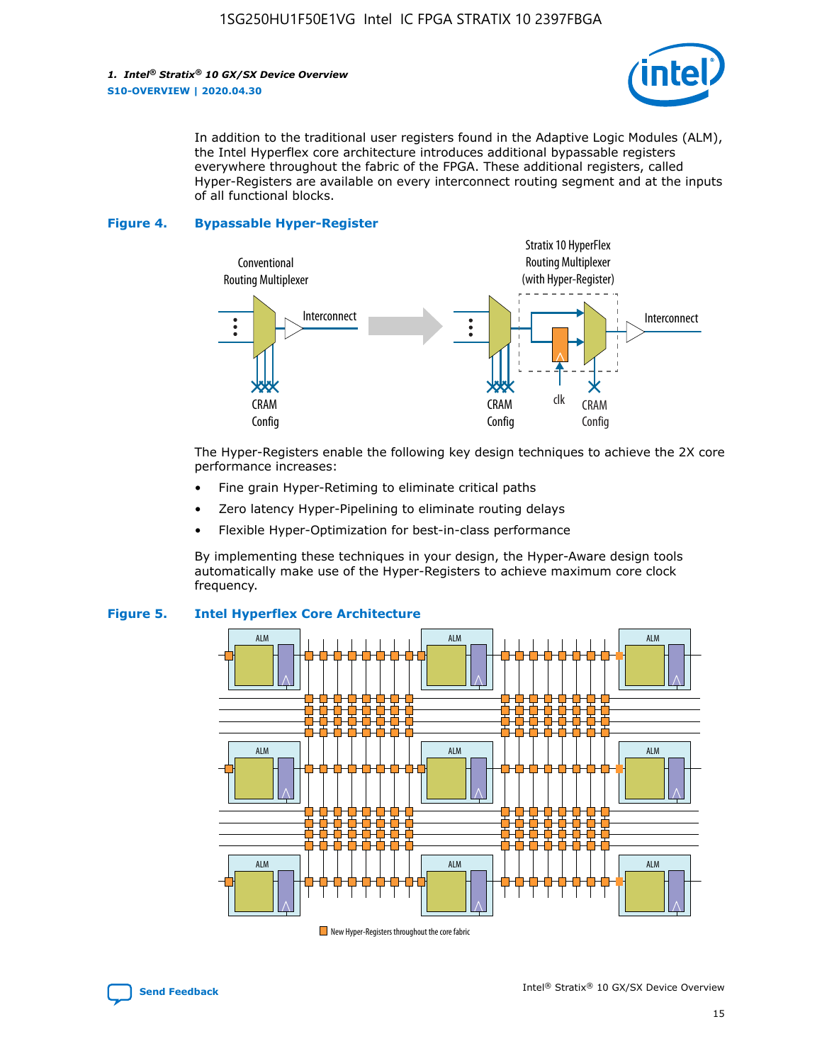In addition to the traditional user registers found in the Adaptive Logic Modules (ALM), the Intel Hyperflex core architecture introduces additional bypassable registers everywhere throughout the fabric of the FPGA. These additional registers, called Hyper-Registers are available on every interconnect routing segment and at the inputs of all functional blocks.

**Figure 4. Bypassable Hyper-Register**

Conventional Routing Multiplexer

Interconnect

CRAM Config

Stratix 10 HyperFlex Routing Multiplexer (with Hyper-Register)

Interconnect

CRAM Config

clk

CRAM Config

The Hyper-Registers enable the following key design techniques to achieve the 2X core performance increases:

- Fine grain Hyper-Retiming to eliminate critical paths
- Zero latency Hyper-Pipelining to eliminate routing delays
- Flexible Hyper-Optimization for best-in-class performance

By implementing these techniques in your design, the Hyper-Aware design tools automatically make use of the Hyper-Registers to achieve maximum core clock frequency.

**Figure 5. Intel Hyperflex Core Architecture**

ALM ALM ALM ALM ALM ALM ALM ALM ALM

New Hyper-Registers throughout the core fabric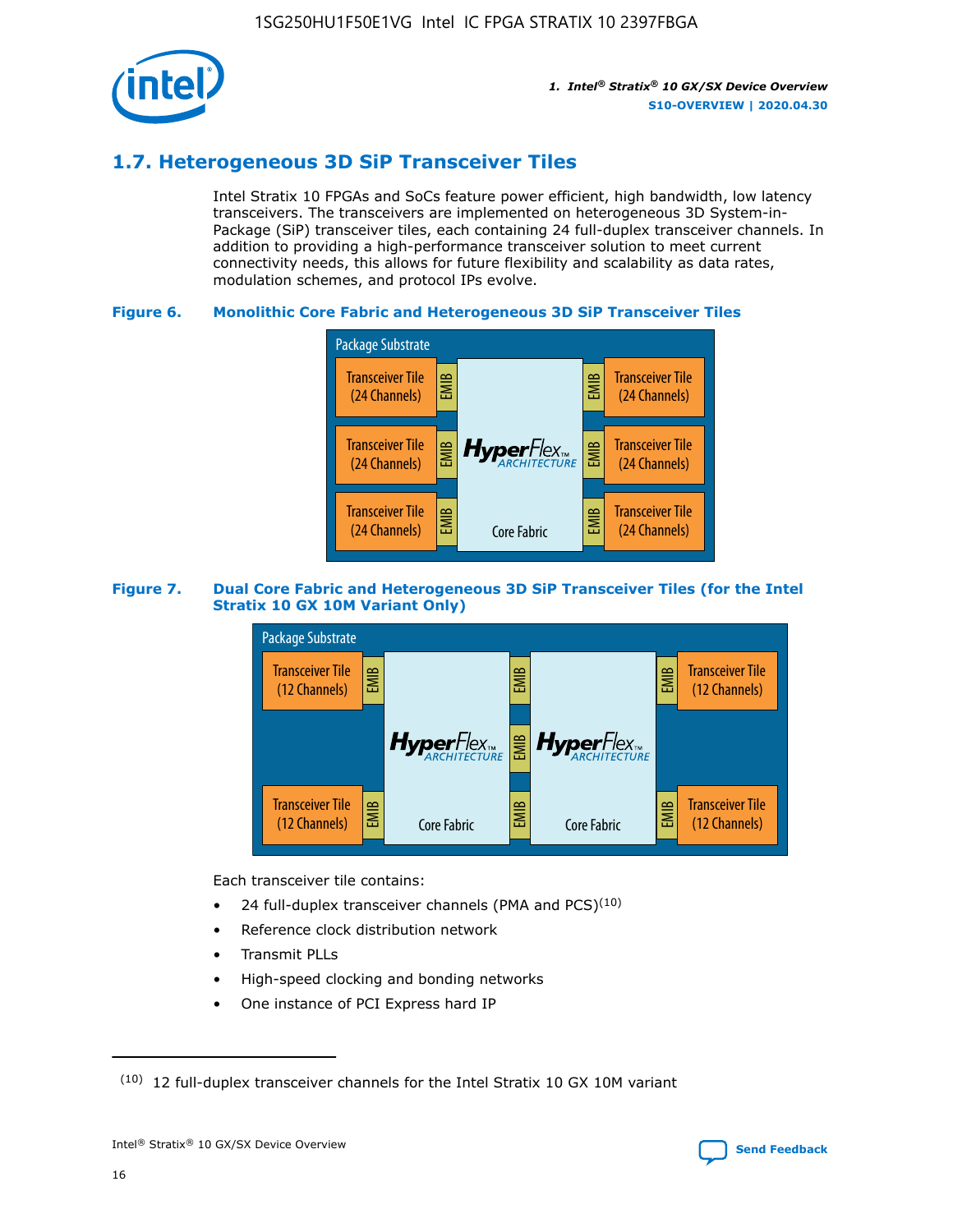## 1.7. Heterogeneous 3D SiP Transceiver Tiles

Intel Stratix 10 FPGAs and SoCs feature power efficient, high bandwidth, low latency transceivers. The transceivers are implemented on heterogeneous 3D System-in-Package (SiP) transceiver tiles, each containing 24 full-duplex transceiver channels. In addition to providing a high-performance transceiver solution to meet current connectivity needs, this allows for future flexibility and scalability as data rates, modulation schemes, and protocol IPs evolve.

**Figure 6. Monolithic Core Fabric and Heterogeneous 3D SiP Transceiver Tiles**

Package Substrate

Transceiver Tile (24 Channels) | EMIB | HyperFlex ARCHITECTURE Core Fabric | EMIB | Transceiver Tile (24 Channels)

Transceiver Tile (24 Channels) | EMIB | | EMIB | Transceiver Tile (24 Channels)

Transceiver Tile (24 Channels) | EMIB | | EMIB | Transceiver Tile (24 Channels)

**Figure 7. Dual Core Fabric and Heterogeneous 3D SiP Transceiver Tiles (for the Intel Stratix 10 GX 10M Variant Only)**

Package Substrate

Transceiver Tile (12 Channels) | EMIB | HyperFlex ARCHITECTURE Core Fabric | EMIB | HyperFlex ARCHITECTURE Core Fabric | EMIB | Transceiver Tile (12 Channels)

Transceiver Tile (12 Channels) | EMIB | | EMIB | | EMIB | Transceiver Tile (12 Channels)

Each transceiver tile contains:

- 24 full-duplex transceiver channels (PMA and PCS)[10]
- Reference clock distribution network
- Transmit PLLs
- High-speed clocking and bonding networks
- One instance of PCI Express hard IP

(10) 12 full-duplex transceiver channels for the Intel Stratix 10 GX 10M variant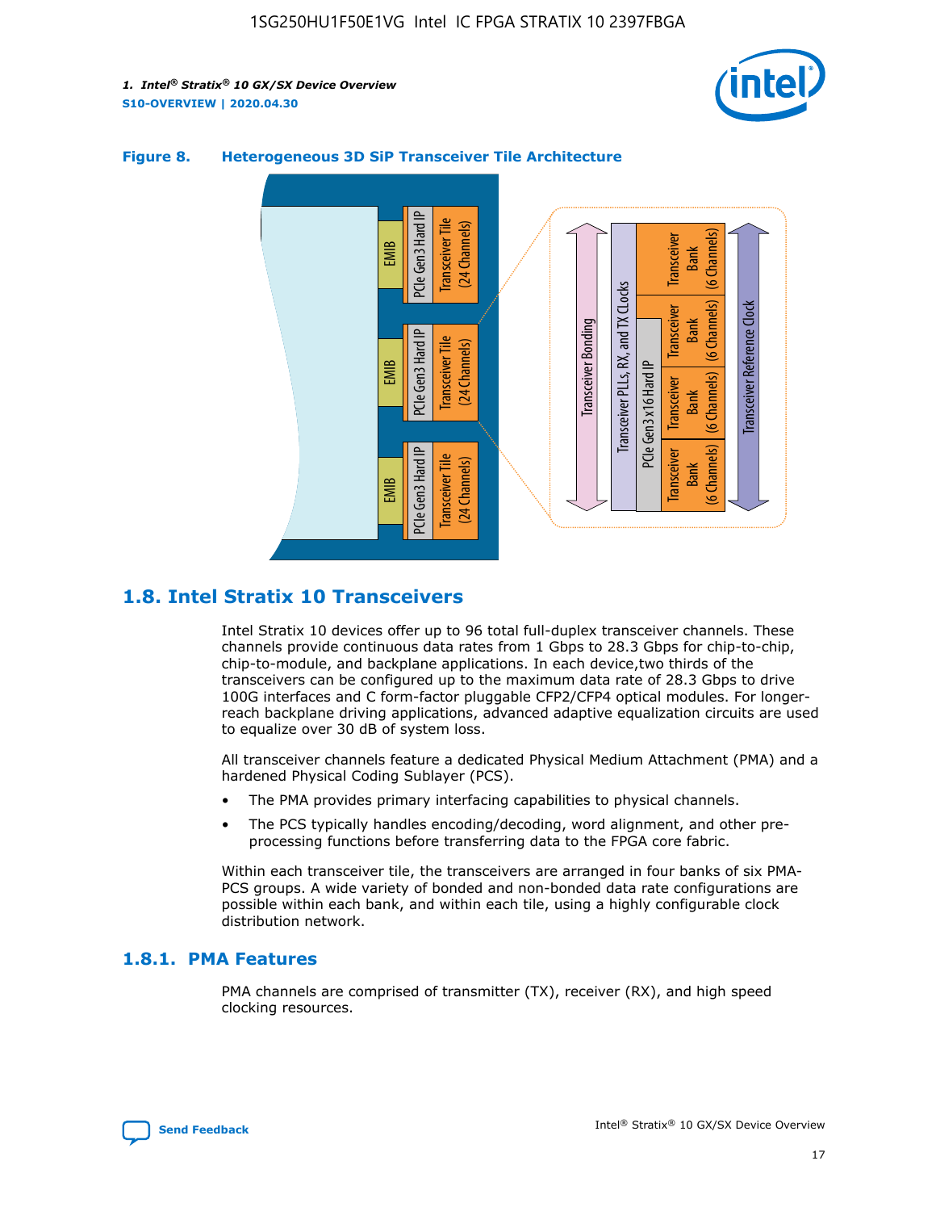**Figure 8. Heterogeneous 3D SiP Transceiver Tile Architecture**

## 1.8. Intel Stratix 10 Transceivers

Intel Stratix 10 devices offer up to 96 total full-duplex transceiver channels. These channels provide continuous data rates from 1 Gbps to 28.3 Gbps for chip-to-chip, chip-to-module, and backplane applications. In each device,two thirds of the transceivers can be configured up to the maximum data rate of 28.3 Gbps to drive 100G interfaces and C form-factor pluggable CFP2/CFP4 optical modules. For longer-reach backplane driving applications, advanced adaptive equalization circuits are used to equalize over 30 dB of system loss.

All transceiver channels feature a dedicated Physical Medium Attachment (PMA) and a hardened Physical Coding Sublayer (PCS).

- The PMA provides primary interfacing capabilities to physical channels.
- The PCS typically handles encoding/decoding, word alignment, and other pre-processing functions before transferring data to the FPGA core fabric.

Within each transceiver tile, the transceivers are arranged in four banks of six PMA-PCS groups. A wide variety of bonded and non-bonded data rate configurations are possible within each bank, and within each tile, using a highly configurable clock distribution network.

### 1.8.1. PMA Features

PMA channels are comprised of transmitter (TX), receiver (RX), and high speed clocking resources.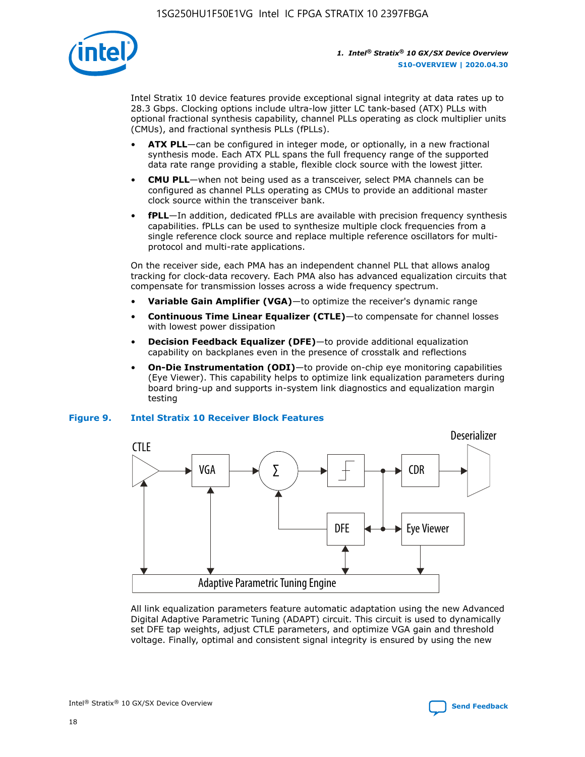Intel Stratix 10 device features provide exceptional signal integrity at data rates up to 28.3 Gbps. Clocking options include ultra-low jitter LC tank-based (ATX) PLLs with optional fractional synthesis capability, channel PLLs operating as clock multiplier units (CMUs), and fractional synthesis PLLs (fPLLs).

- **ATX PLL**—can be configured in integer mode, or optionally, in a new fractional synthesis mode. Each ATX PLL spans the full frequency range of the supported data rate range providing a stable, flexible clock source with the lowest jitter.
- **CMU PLL**—when not being used as a transceiver, select PMA channels can be configured as channel PLLs operating as CMUs to provide an additional master clock source within the transceiver bank.
- **fPLL**—In addition, dedicated fPLLs are available with precision frequency synthesis capabilities. fPLLs can be used to synthesize multiple clock frequencies from a single reference clock source and replace multiple reference oscillators for multi-protocol and multi-rate applications.

On the receiver side, each PMA has an independent channel PLL that allows analog tracking for clock-data recovery. Each PMA also has advanced equalization circuits that compensate for transmission losses across a wide frequency spectrum.

- **Variable Gain Amplifier (VGA)**—to optimize the receiver's dynamic range
- **Continuous Time Linear Equalizer (CTLE)**—to compensate for channel losses with lowest power dissipation
- **Decision Feedback Equalizer (DFE)**—to provide additional equalization capability on backplanes even in the presence of crosstalk and reflections
- **On-Die Instrumentation (ODI)**—to provide on-chip eye monitoring capabilities (Eye Viewer). This capability helps to optimize link equalization parameters during board bring-up and supports in-system link diagnostics and equalization margin testing

**Figure 9. Intel Stratix 10 Receiver Block Features**

All link equalization parameters feature automatic adaptation using the new Advanced Digital Adaptive Parametric Tuning (ADAPT) circuit. This circuit is used to dynamically set DFE tap weights, adjust CTLE parameters, and optimize VGA gain and threshold voltage. Finally, optimal and consistent signal integrity is ensured by using the new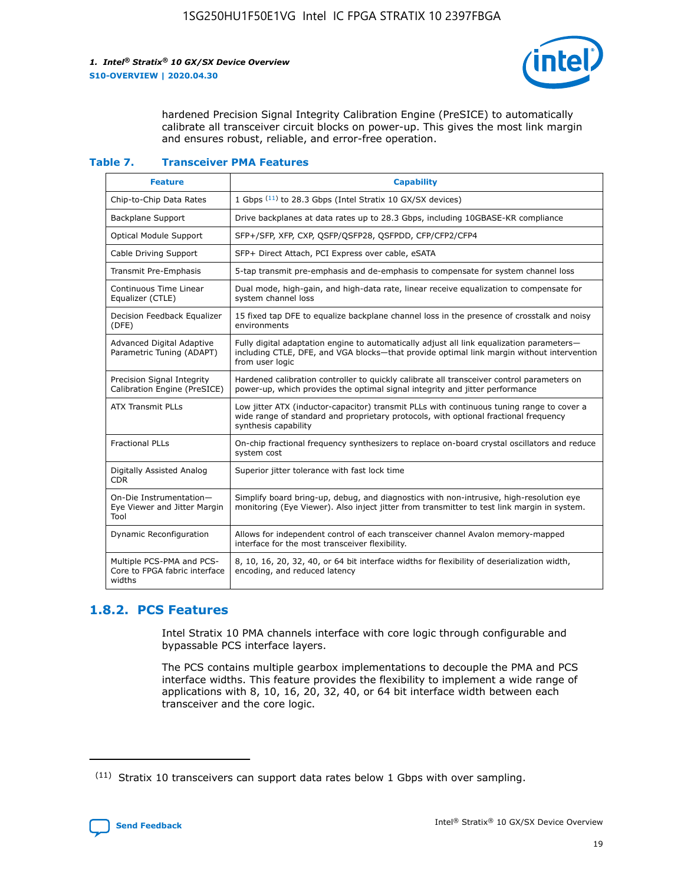hardened Precision Signal Integrity Calibration Engine (PreSICE) to automatically calibrate all transceiver circuit blocks on power-up. This gives the most link margin and ensures robust, reliable, and error-free operation.

**Table 7. Transceiver PMA Features**

| Feature | Capability |
| --- | --- |
| Chip-to-Chip Data Rates | 1 Gbps [11] to 28.3 Gbps (Intel Stratix 10 GX/SX devices) |
| Backplane Support | Drive backplanes at data rates up to 28.3 Gbps, including 10GBASE-KR compliance |
| Optical Module Support | SFP+/SFP, XFP, CXP, QSFP/QSFP28, QSFPDD, CFP/CFP2/CFP4 |
| Cable Driving Support | SFP+ Direct Attach, PCI Express over cable, eSATA |
| Transmit Pre-Emphasis | 5-tap transmit pre-emphasis and de-emphasis to compensate for system channel loss |
| Continuous Time Linear Equalizer (CTLE) | Dual mode, high-gain, and high-data rate, linear receive equalization to compensate for system channel loss |
| Decision Feedback Equalizer (DFE) | 15 fixed tap DFE to equalize backplane channel loss in the presence of crosstalk and noisy environments |
| Advanced Digital Adaptive Parametric Tuning (ADAPT) | Fully digital adaptation engine to automatically adjust all link equalization parameters—including CTLE, DFE, and VGA blocks—that provide optimal link margin without intervention from user logic |
| Precision Signal Integrity Calibration Engine (PreSICE) | Hardened calibration controller to quickly calibrate all transceiver control parameters on power-up, which provides the optimal signal integrity and jitter performance |
| ATX Transmit PLLs | Low jitter ATX (inductor-capacitor) transmit PLLs with continuous tuning range to cover a wide range of standard and proprietary protocols, with optional fractional frequency synthesis capability |
| Fractional PLLs | On-chip fractional frequency synthesizers to replace on-board crystal oscillators and reduce system cost |
| Digitally Assisted Analog CDR | Superior jitter tolerance with fast lock time |
| On-Die Instrumentation—Eye Viewer and Jitter Margin Tool | Simplify board bring-up, debug, and diagnostics with non-intrusive, high-resolution eye monitoring (Eye Viewer). Also inject jitter from transmitter to test link margin in system. |
| Dynamic Reconfiguration | Allows for independent control of each transceiver channel Avalon memory-mapped interface for the most transceiver flexibility. |
| Multiple PCS-PMA and PCS-Core to FPGA fabric interface widths | 8, 10, 16, 20, 32, 40, or 64 bit interface widths for flexibility of deserialization width, encoding, and reduced latency |

## 1.8.2. PCS Features

Intel Stratix 10 PMA channels interface with core logic through configurable and bypassable PCS interface layers.

The PCS contains multiple gearbox implementations to decouple the PMA and PCS interface widths. This feature provides the flexibility to implement a wide range of applications with 8, 10, 16, 20, 32, 40, or 64 bit interface width between each transceiver and the core logic.

[11] Stratix 10 transceivers can support data rates below 1 Gbps with over sampling.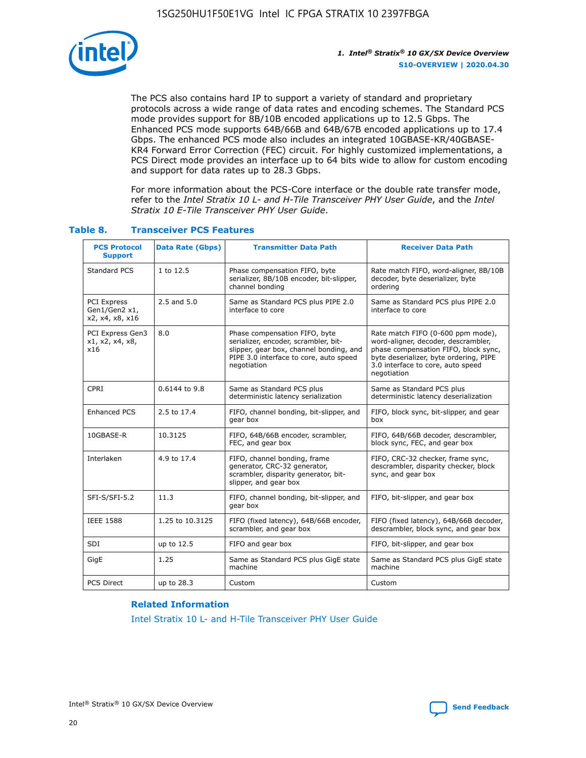The PCS also contains hard IP to support a variety of standard and proprietary protocols across a wide range of data rates and encoding schemes. The Standard PCS mode provides support for 8B/10B encoded applications up to 12.5 Gbps. The Enhanced PCS mode supports 64B/66B and 64B/67B encoded applications up to 17.4 Gbps. The enhanced PCS mode also includes an integrated 10GBASE-KR/40GBASE-KR4 Forward Error Correction (FEC) circuit. For highly customized implementations, a PCS Direct mode provides an interface up to 64 bits wide to allow for custom encoding and support for data rates up to 28.3 Gbps.

For more information about the PCS-Core interface or the double rate transfer mode, refer to the *Intel Stratix 10 L- and H-Tile Transceiver PHY User Guide*, and the *Intel Stratix 10 E-Tile Transceiver PHY User Guide*.

**Table 8. Transceiver PCS Features**

| PCS Protocol Support | Data Rate (Gbps) | Transmitter Data Path | Receiver Data Path |
|---|---|---|---|
| Standard PCS | 1 to 12.5 | Phase compensation FIFO, byte serializer, 8B/10B encoder, bit-slipper, channel bonding | Rate match FIFO, word-aligner, 8B/10B decoder, byte deserializer, byte ordering |
| PCI Express Gen1/Gen2 x1, x2, x4, x8, x16 | 2.5 and 5.0 | Same as Standard PCS plus PIPE 2.0 interface to core | Same as Standard PCS plus PIPE 2.0 interface to core |
| PCI Express Gen3 x1, x2, x4, x8, x16 | 8.0 | Phase compensation FIFO, byte serializer, encoder, scrambler, bit-slipper, gear box, channel bonding, and PIPE 3.0 interface to core, auto speed negotiation | Rate match FIFO (0-600 ppm mode), word-aligner, decoder, descrambler, phase compensation FIFO, block sync, byte deserializer, byte ordering, PIPE 3.0 interface to core, auto speed negotiation |
| CPRI | 0.6144 to 9.8 | Same as Standard PCS plus deterministic latency serialization | Same as Standard PCS plus deterministic latency deserialization |
| Enhanced PCS | 2.5 to 17.4 | FIFO, channel bonding, bit-slipper, and gear box | FIFO, block sync, bit-slipper, and gear box |
| 10GBASE-R | 10.3125 | FIFO, 64B/66B encoder, scrambler, FEC, and gear box | FIFO, 64B/66B decoder, descrambler, block sync, FEC, and gear box |
| Interlaken | 4.9 to 17.4 | FIFO, channel bonding, frame generator, CRC-32 generator, scrambler, disparity generator, bit-slipper, and gear box | FIFO, CRC-32 checker, frame sync, descrambler, disparity checker, block sync, and gear box |
| SFI-S/SFI-5.2 | 11.3 | FIFO, channel bonding, bit-slipper, and gear box | FIFO, bit-slipper, and gear box |
| IEEE 1588 | 1.25 to 10.3125 | FIFO (fixed latency), 64B/66B encoder, scrambler, and gear box | FIFO (fixed latency), 64B/66B decoder, descrambler, block sync, and gear box |
| SDI | up to 12.5 | FIFO and gear box | FIFO, bit-slipper, and gear box |
| GigE | 1.25 | Same as Standard PCS plus GigE state machine | Same as Standard PCS plus GigE state machine |
| PCS Direct | up to 28.3 | Custom | Custom |

**Related Information**

Intel Stratix 10 L- and H-Tile Transceiver PHY User Guide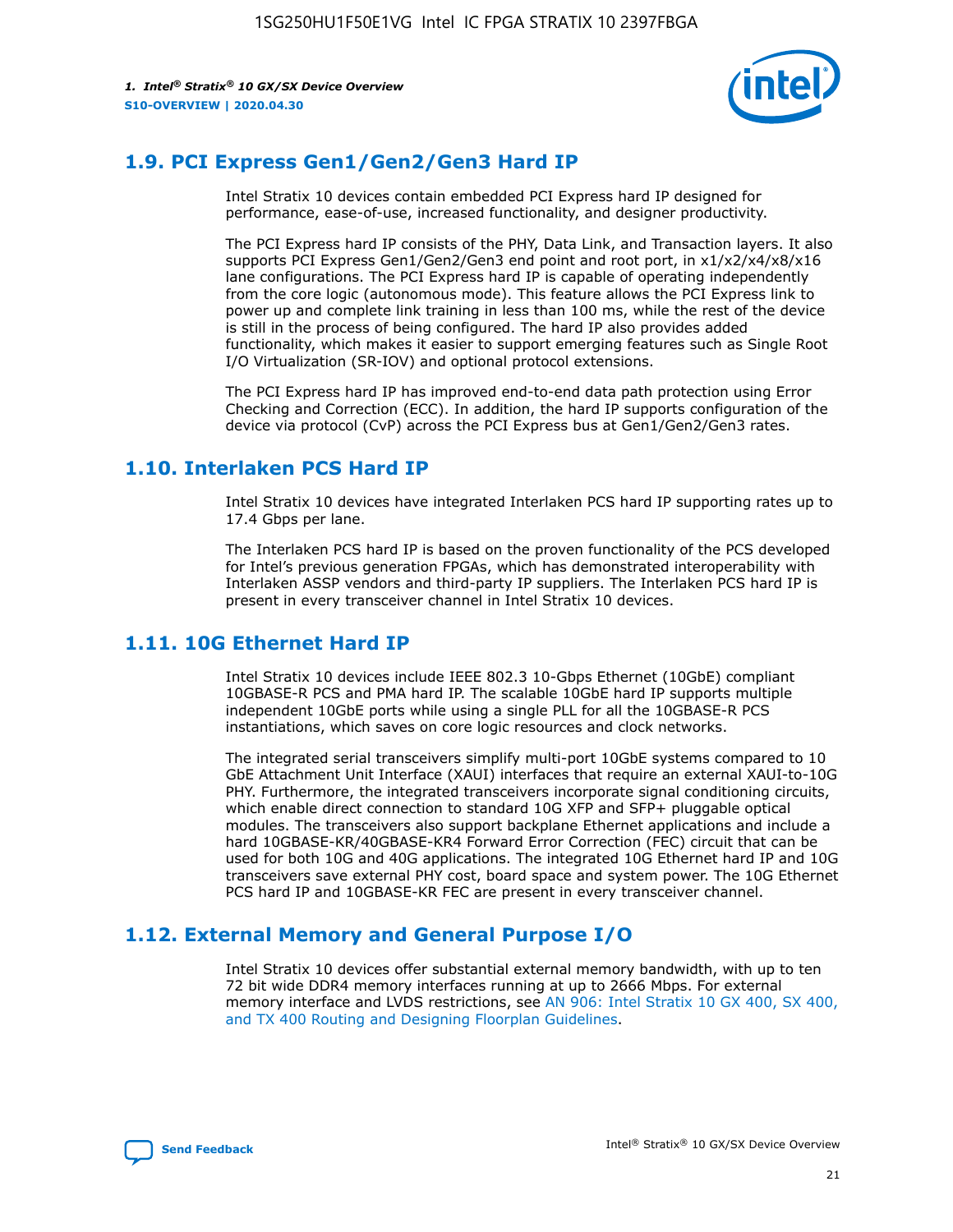## 1.9. PCI Express Gen1/Gen2/Gen3 Hard IP

Intel Stratix 10 devices contain embedded PCI Express hard IP designed for performance, ease-of-use, increased functionality, and designer productivity.

The PCI Express hard IP consists of the PHY, Data Link, and Transaction layers. It also supports PCI Express Gen1/Gen2/Gen3 end point and root port, in x1/x2/x4/x8/x16 lane configurations. The PCI Express hard IP is capable of operating independently from the core logic (autonomous mode). This feature allows the PCI Express link to power up and complete link training in less than 100 ms, while the rest of the device is still in the process of being configured. The hard IP also provides added functionality, which makes it easier to support emerging features such as Single Root I/O Virtualization (SR-IOV) and optional protocol extensions.

The PCI Express hard IP has improved end-to-end data path protection using Error Checking and Correction (ECC). In addition, the hard IP supports configuration of the device via protocol (CvP) across the PCI Express bus at Gen1/Gen2/Gen3 rates.

## 1.10. Interlaken PCS Hard IP

Intel Stratix 10 devices have integrated Interlaken PCS hard IP supporting rates up to 17.4 Gbps per lane.

The Interlaken PCS hard IP is based on the proven functionality of the PCS developed for Intel's previous generation FPGAs, which has demonstrated interoperability with Interlaken ASSP vendors and third-party IP suppliers. The Interlaken PCS hard IP is present in every transceiver channel in Intel Stratix 10 devices.

## 1.11. 10G Ethernet Hard IP

Intel Stratix 10 devices include IEEE 802.3 10-Gbps Ethernet (10GbE) compliant 10GBASE-R PCS and PMA hard IP. The scalable 10GbE hard IP supports multiple independent 10GbE ports while using a single PLL for all the 10GBASE-R PCS instantiations, which saves on core logic resources and clock networks.

The integrated serial transceivers simplify multi-port 10GbE systems compared to 10 GbE Attachment Unit Interface (XAUI) interfaces that require an external XAUI-to-10G PHY. Furthermore, the integrated transceivers incorporate signal conditioning circuits, which enable direct connection to standard 10G XFP and SFP+ pluggable optical modules. The transceivers also support backplane Ethernet applications and include a hard 10GBASE-KR/40GBASE-KR4 Forward Error Correction (FEC) circuit that can be used for both 10G and 40G applications. The integrated 10G Ethernet hard IP and 10G transceivers save external PHY cost, board space and system power. The 10G Ethernet PCS hard IP and 10GBASE-KR FEC are present in every transceiver channel.

## 1.12. External Memory and General Purpose I/O

Intel Stratix 10 devices offer substantial external memory bandwidth, with up to ten 72 bit wide DDR4 memory interfaces running at up to 2666 Mbps. For external memory interface and LVDS restrictions, see AN 906: Intel Stratix 10 GX 400, SX 400, and TX 400 Routing and Designing Floorplan Guidelines.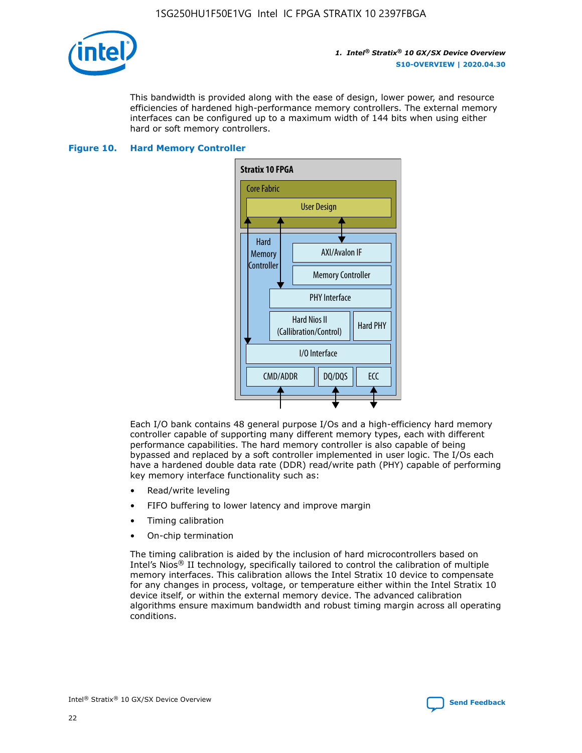This bandwidth is provided along with the ease of design, lower power, and resource efficiencies of hardened high-performance memory controllers. The external memory interfaces can be configured up to a maximum width of 144 bits when using either hard or soft memory controllers.

**Figure 10. Hard Memory Controller**

Each I/O bank contains 48 general purpose I/Os and a high-efficiency hard memory controller capable of supporting many different memory types, each with different performance capabilities. The hard memory controller is also capable of being bypassed and replaced by a soft controller implemented in user logic. The I/Os each have a hardened double data rate (DDR) read/write path (PHY) capable of performing key memory interface functionality such as:

- Read/write leveling
- FIFO buffering to lower latency and improve margin
- Timing calibration
- On-chip termination

The timing calibration is aided by the inclusion of hard microcontrollers based on Intel's Nios® II technology, specifically tailored to control the calibration of multiple memory interfaces. This calibration allows the Intel Stratix 10 device to compensate for any changes in process, voltage, or temperature either within the Intel Stratix 10 device itself, or within the external memory device. The advanced calibration algorithms ensure maximum bandwidth and robust timing margin across all operating conditions.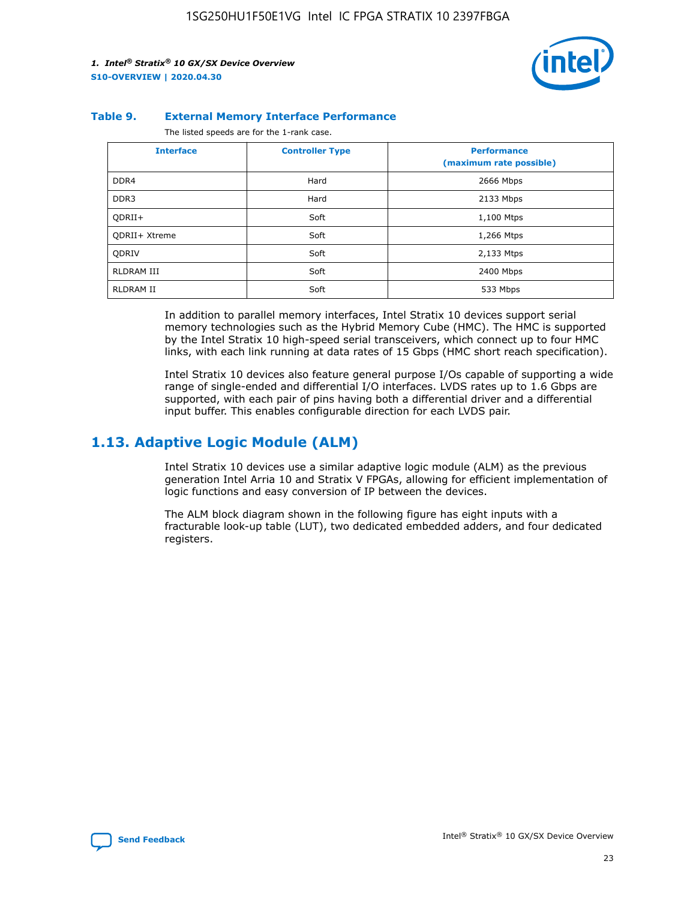**Table 9. External Memory Interface Performance**

The listed speeds are for the 1-rank case.

| Interface | Controller Type | Performance (maximum rate possible) |
|---|---|---|
| DDR4 | Hard | 2666 Mbps |
| DDR3 | Hard | 2133 Mbps |
| QDRII+ | Soft | 1,100 Mtps |
| QDRII+ Xtreme | Soft | 1,266 Mtps |
| QDRIV | Soft | 2,133 Mtps |
| RLDRAM III | Soft | 2400 Mbps |
| RLDRAM II | Soft | 533 Mbps |

In addition to parallel memory interfaces, Intel Stratix 10 devices support serial memory technologies such as the Hybrid Memory Cube (HMC). The HMC is supported by the Intel Stratix 10 high-speed serial transceivers, which connect up to four HMC links, with each link running at data rates of 15 Gbps (HMC short reach specification).

Intel Stratix 10 devices also feature general purpose I/Os capable of supporting a wide range of single-ended and differential I/O interfaces. LVDS rates up to 1.6 Gbps are supported, with each pair of pins having both a differential driver and a differential input buffer. This enables configurable direction for each LVDS pair.

## 1.13. Adaptive Logic Module (ALM)

Intel Stratix 10 devices use a similar adaptive logic module (ALM) as the previous generation Intel Arria 10 and Stratix V FPGAs, allowing for efficient implementation of logic functions and easy conversion of IP between the devices.

The ALM block diagram shown in the following figure has eight inputs with a fracturable look-up table (LUT), two dedicated embedded adders, and four dedicated registers.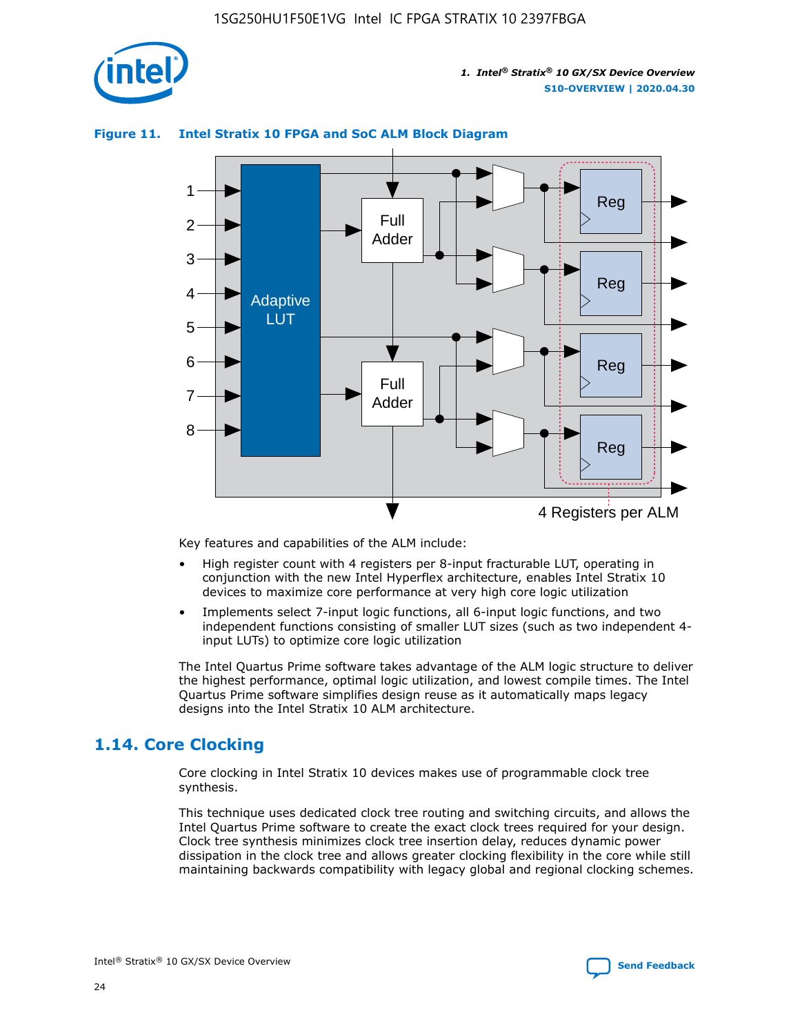**Figure 11. Intel Stratix 10 FPGA and SoC ALM Block Diagram**

Key features and capabilities of the ALM include:

- High register count with 4 registers per 8-input fracturable LUT, operating in conjunction with the new Intel Hyperflex architecture, enables Intel Stratix 10 devices to maximize core performance at very high core logic utilization
- Implements select 7-input logic functions, all 6-input logic functions, and two independent functions consisting of smaller LUT sizes (such as two independent 4-input LUTs) to optimize core logic utilization

The Intel Quartus Prime software takes advantage of the ALM logic structure to deliver the highest performance, optimal logic utilization, and lowest compile times. The Intel Quartus Prime software simplifies design reuse as it automatically maps legacy designs into the Intel Stratix 10 ALM architecture.

## 1.14. Core Clocking

Core clocking in Intel Stratix 10 devices makes use of programmable clock tree synthesis.

This technique uses dedicated clock tree routing and switching circuits, and allows the Intel Quartus Prime software to create the exact clock trees required for your design. Clock tree synthesis minimizes clock tree insertion delay, reduces dynamic power dissipation in the clock tree and allows greater clocking flexibility in the core while still maintaining backwards compatibility with legacy global and regional clocking schemes.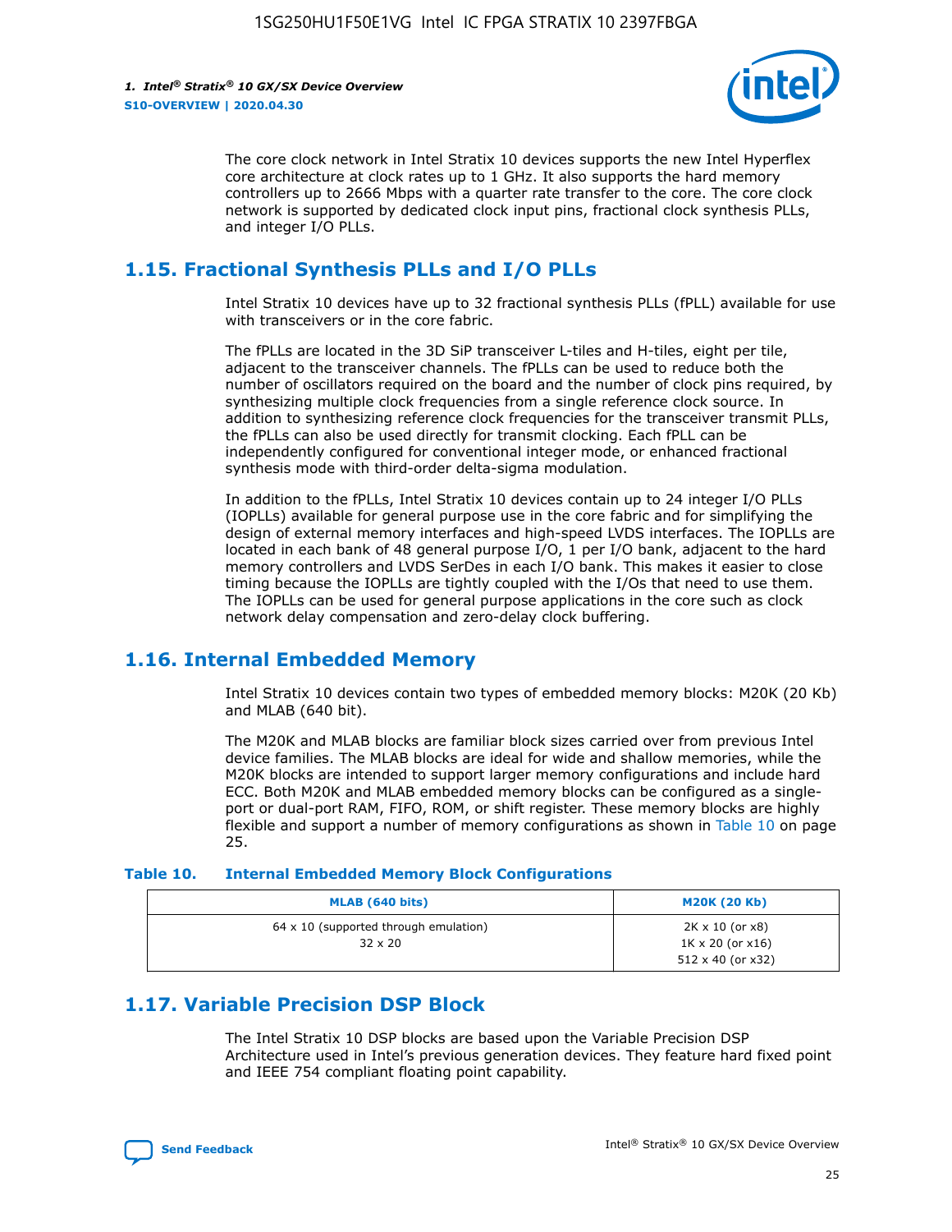The core clock network in Intel Stratix 10 devices supports the new Intel Hyperflex core architecture at clock rates up to 1 GHz. It also supports the hard memory controllers up to 2666 Mbps with a quarter rate transfer to the core. The core clock network is supported by dedicated clock input pins, fractional clock synthesis PLLs, and integer I/O PLLs.

## 1.15. Fractional Synthesis PLLs and I/O PLLs

Intel Stratix 10 devices have up to 32 fractional synthesis PLLs (fPLL) available for use with transceivers or in the core fabric.

The fPLLs are located in the 3D SiP transceiver L-tiles and H-tiles, eight per tile, adjacent to the transceiver channels. The fPLLs can be used to reduce both the number of oscillators required on the board and the number of clock pins required, by synthesizing multiple clock frequencies from a single reference clock source. In addition to synthesizing reference clock frequencies for the transceiver transmit PLLs, the fPLLs can also be used directly for transmit clocking. Each fPLL can be independently configured for conventional integer mode, or enhanced fractional synthesis mode with third-order delta-sigma modulation.

In addition to the fPLLs, Intel Stratix 10 devices contain up to 24 integer I/O PLLs (IOPLLs) available for general purpose use in the core fabric and for simplifying the design of external memory interfaces and high-speed LVDS interfaces. The IOPLLs are located in each bank of 48 general purpose I/O, 1 per I/O bank, adjacent to the hard memory controllers and LVDS SerDes in each I/O bank. This makes it easier to close timing because the IOPLLs are tightly coupled with the I/Os that need to use them. The IOPLLs can be used for general purpose applications in the core such as clock network delay compensation and zero-delay clock buffering.

## 1.16. Internal Embedded Memory

Intel Stratix 10 devices contain two types of embedded memory blocks: M20K (20 Kb) and MLAB (640 bit).

The M20K and MLAB blocks are familiar block sizes carried over from previous Intel device families. The MLAB blocks are ideal for wide and shallow memories, while the M20K blocks are intended to support larger memory configurations and include hard ECC. Both M20K and MLAB embedded memory blocks can be configured as a single-port or dual-port RAM, FIFO, ROM, or shift register. These memory blocks are highly flexible and support a number of memory configurations as shown in Table 10 on page 25.

**Table 10. Internal Embedded Memory Block Configurations**

| MLAB (640 bits) | M20K (20 Kb) |
|---|---|
| 64 x 10 (supported through emulation)<br>32 x 20 | 2K x 10 (or x8)<br>1K x 20 (or x16)<br>512 x 40 (or x32) |

## 1.17. Variable Precision DSP Block

The Intel Stratix 10 DSP blocks are based upon the Variable Precision DSP Architecture used in Intel's previous generation devices. They feature hard fixed point and IEEE 754 compliant floating point capability.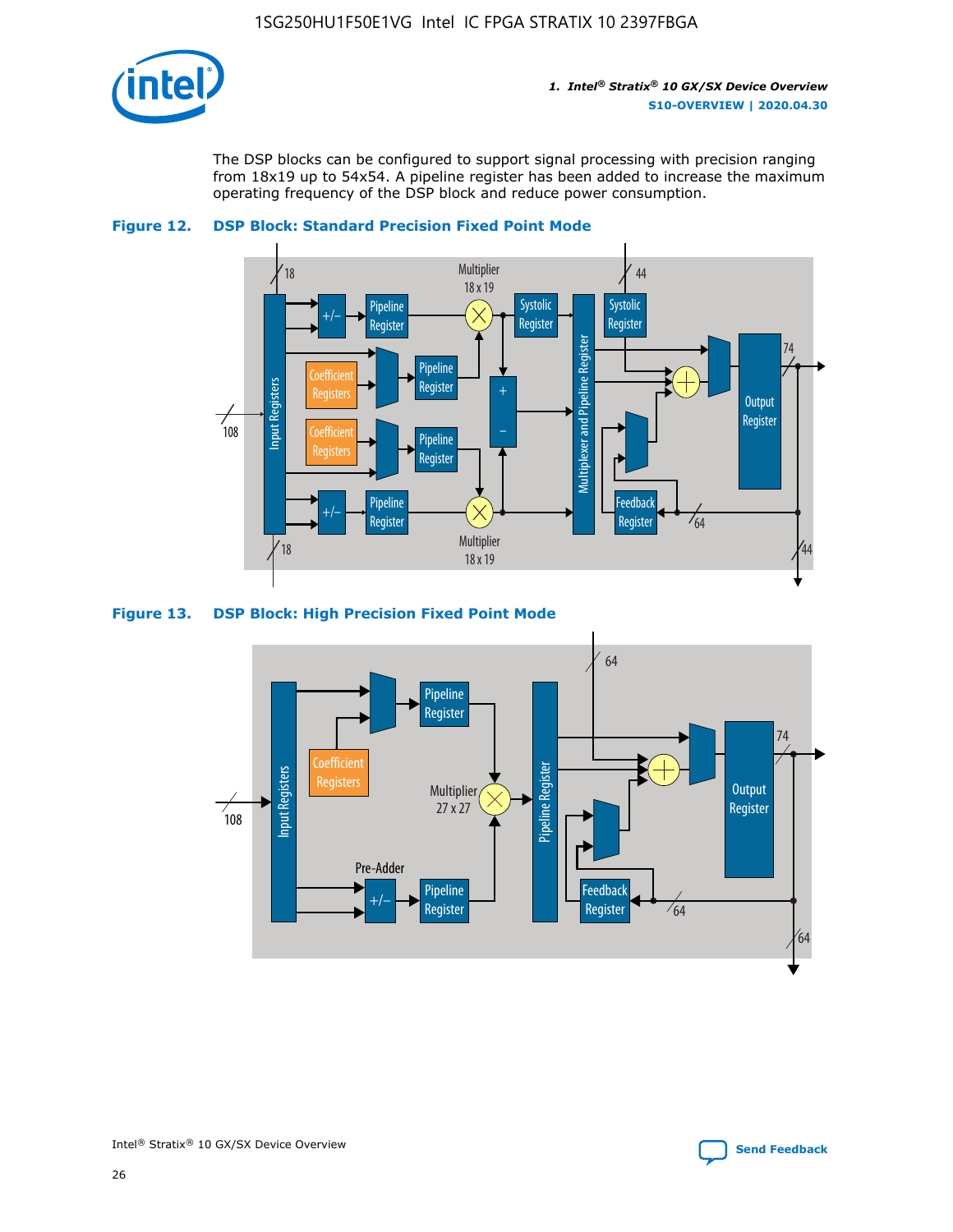The DSP blocks can be configured to support signal processing with precision ranging from 18x19 up to 54x54. A pipeline register has been added to increase the maximum operating frequency of the DSP block and reduce power consumption.

**Figure 12. DSP Block: Standard Precision Fixed Point Mode**

**Figure 13. DSP Block: High Precision Fixed Point Mode**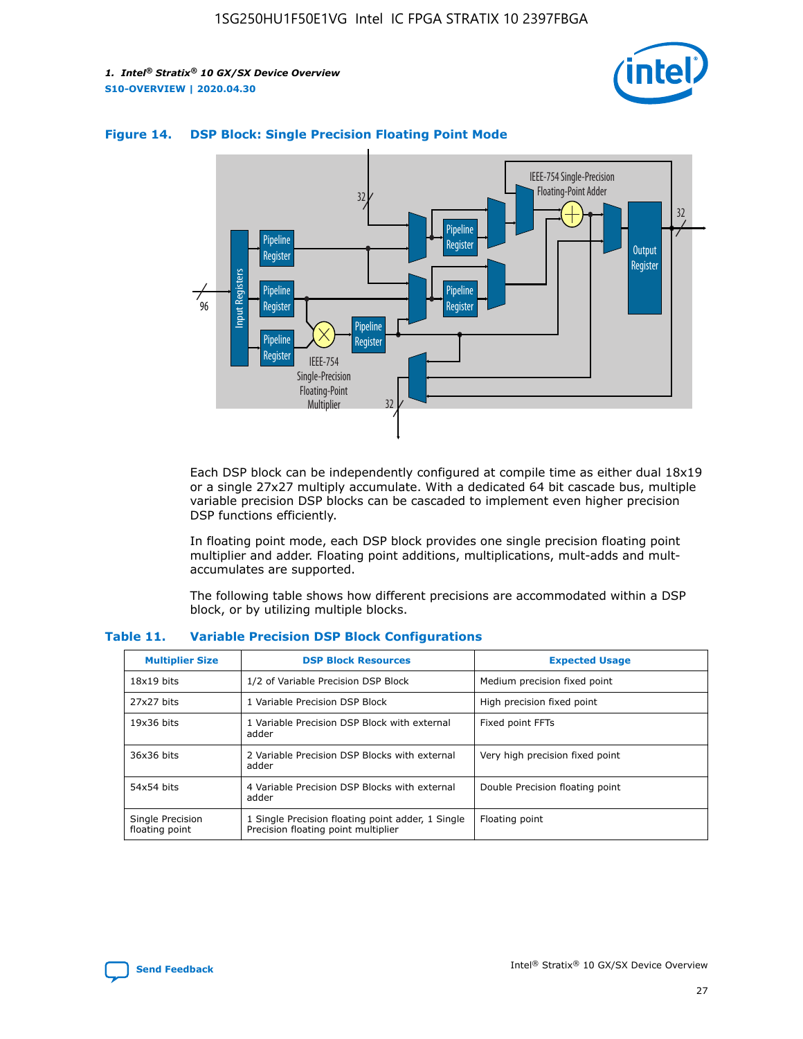#### Figure 14. DSP Block: Single Precision Floating Point Mode

Each DSP block can be independently configured at compile time as either dual 18x19 or a single 27x27 multiply accumulate. With a dedicated 64 bit cascade bus, multiple variable precision DSP blocks can be cascaded to implement even higher precision DSP functions efficiently.

In floating point mode, each DSP block provides one single precision floating point multiplier and adder. Floating point additions, multiplications, mult-adds and mult-accumulates are supported.

The following table shows how different precisions are accommodated within a DSP block, or by utilizing multiple blocks.

#### Table 11. Variable Precision DSP Block Configurations

| Multiplier Size | DSP Block Resources | Expected Usage |
|---|---|---|
| 18x19 bits | 1/2 of Variable Precision DSP Block | Medium precision fixed point |
| 27x27 bits | 1 Variable Precision DSP Block | High precision fixed point |
| 19x36 bits | 1 Variable Precision DSP Block with external adder | Fixed point FFTs |
| 36x36 bits | 2 Variable Precision DSP Blocks with external adder | Very high precision fixed point |
| 54x54 bits | 4 Variable Precision DSP Blocks with external adder | Double Precision floating point |
| Single Precision floating point | 1 Single Precision floating point adder, 1 Single Precision floating point multiplier | Floating point |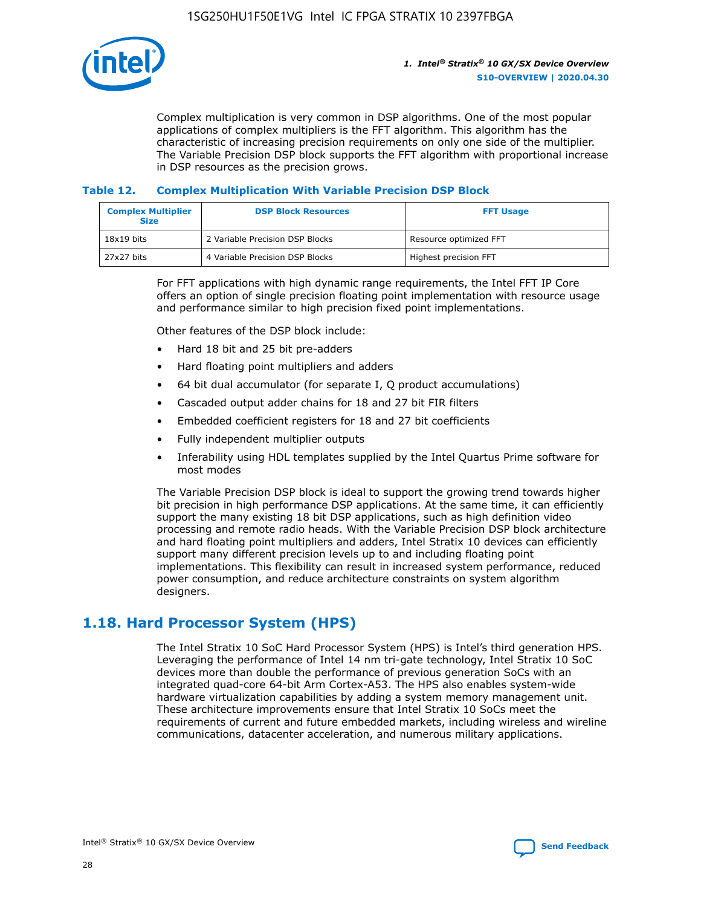Complex multiplication is very common in DSP algorithms. One of the most popular applications of complex multipliers is the FFT algorithm. This algorithm has the characteristic of increasing precision requirements on only one side of the multiplier. The Variable Precision DSP block supports the FFT algorithm with proportional increase in DSP resources as the precision grows.

**Table 12. Complex Multiplication With Variable Precision DSP Block**

| Complex Multiplier Size | DSP Block Resources | FFT Usage |
| --- | --- | --- |
| 18x19 bits | 2 Variable Precision DSP Blocks | Resource optimized FFT |
| 27x27 bits | 4 Variable Precision DSP Blocks | Highest precision FFT |

For FFT applications with high dynamic range requirements, the Intel FFT IP Core offers an option of single precision floating point implementation with resource usage and performance similar to high precision fixed point implementations.

Other features of the DSP block include:

- Hard 18 bit and 25 bit pre-adders
- Hard floating point multipliers and adders
- 64 bit dual accumulator (for separate I, Q product accumulations)
- Cascaded output adder chains for 18 and 27 bit FIR filters
- Embedded coefficient registers for 18 and 27 bit coefficients
- Fully independent multiplier outputs
- Inferability using HDL templates supplied by the Intel Quartus Prime software for most modes

The Variable Precision DSP block is ideal to support the growing trend towards higher bit precision in high performance DSP applications. At the same time, it can efficiently support the many existing 18 bit DSP applications, such as high definition video processing and remote radio heads. With the Variable Precision DSP block architecture and hard floating point multipliers and adders, Intel Stratix 10 devices can efficiently support many different precision levels up to and including floating point implementations. This flexibility can result in increased system performance, reduced power consumption, and reduce architecture constraints on system algorithm designers.

## 1.18. Hard Processor System (HPS)

The Intel Stratix 10 SoC Hard Processor System (HPS) is Intel's third generation HPS. Leveraging the performance of Intel 14 nm tri-gate technology, Intel Stratix 10 SoC devices more than double the performance of previous generation SoCs with an integrated quad-core 64-bit Arm Cortex-A53. The HPS also enables system-wide hardware virtualization capabilities by adding a system memory management unit. These architecture improvements ensure that Intel Stratix 10 SoCs meet the requirements of current and future embedded markets, including wireless and wireline communications, datacenter acceleration, and numerous military applications.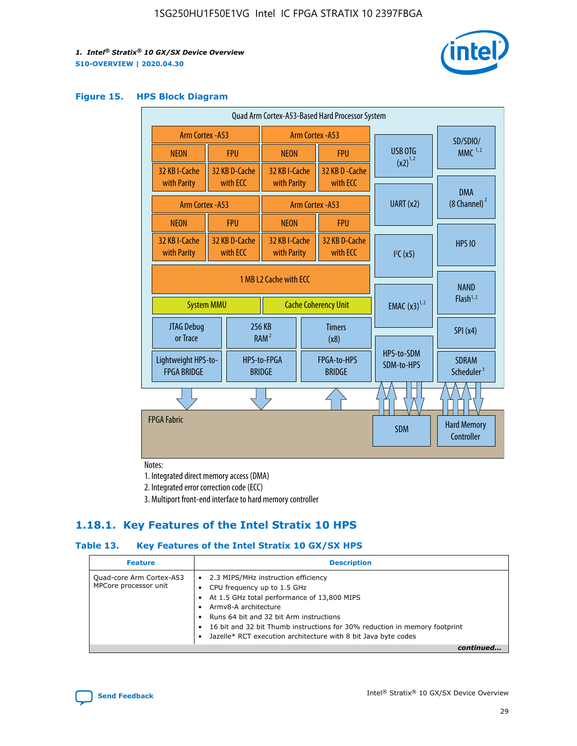#### Figure 15. HPS Block Diagram

Quad Arm Cortex-A53-Based Hard Processor System

| Arm Cortex -A53 | | Arm Cortex -A53 | |
|---|---|---|---|
| NEON | FPU | NEON | FPU |
| 32 KB I-Cache with Parity | 32 KB D-Cache with ECC | 32 KB I-Cache with Parity | 32 KB D-Cache with ECC |
| Arm Cortex -A53 | | Arm Cortex -A53 | |
| NEON | FPU | NEON | FPU |
| 32 KB I-Cache with Parity | 32 KB D-Cache with ECC | 32 KB I-Cache with Parity | 32 KB D-Cache with ECC |

1 MB L2 Cache with ECC

System MMU | Cache Coherency Unit

JTAG Debug or Trace | 256 KB RAM [2] | Timers (x8)

Lightweight HPS-to-FPGA BRIDGE | HPS-to-FPGA BRIDGE | FPGA-to-HPS BRIDGE

USB OTG (x2) [1,2] | SD/SDIO/ MMC [1,2] | UART (x2) | DMA (8 Channel) [2] | I²C (x5) | HPS IO | EMAC (x3) [1,2] | NAND Flash [1,2] | SPI (x4) | HPS-to-SDM SDM-to-HPS | SDRAM Scheduler [3]

FPGA Fabric | SDM | Hard Memory Controller

Notes:

1. Integrated direct memory access (DMA)
2. Integrated error correction code (ECC)
3. Multiport front-end interface to hard memory controller

### 1.18.1. Key Features of the Intel Stratix 10 HPS

#### Table 13. Key Features of the Intel Stratix 10 GX/SX HPS

| Feature | Description |
|---|---|
| Quad-core Arm Cortex-A53 MPCore processor unit | • 2.3 MIPS/MHz instruction efficiency<br>• CPU frequency up to 1.5 GHz<br>• At 1.5 GHz total performance of 13,800 MIPS<br>• Armv8-A architecture<br>• Runs 64 bit and 32 bit Arm instructions<br>• 16 bit and 32 bit Thumb instructions for 30% reduction in memory footprint<br>• Jazelle* RCT execution architecture with 8 bit Java byte codes |

*continued...*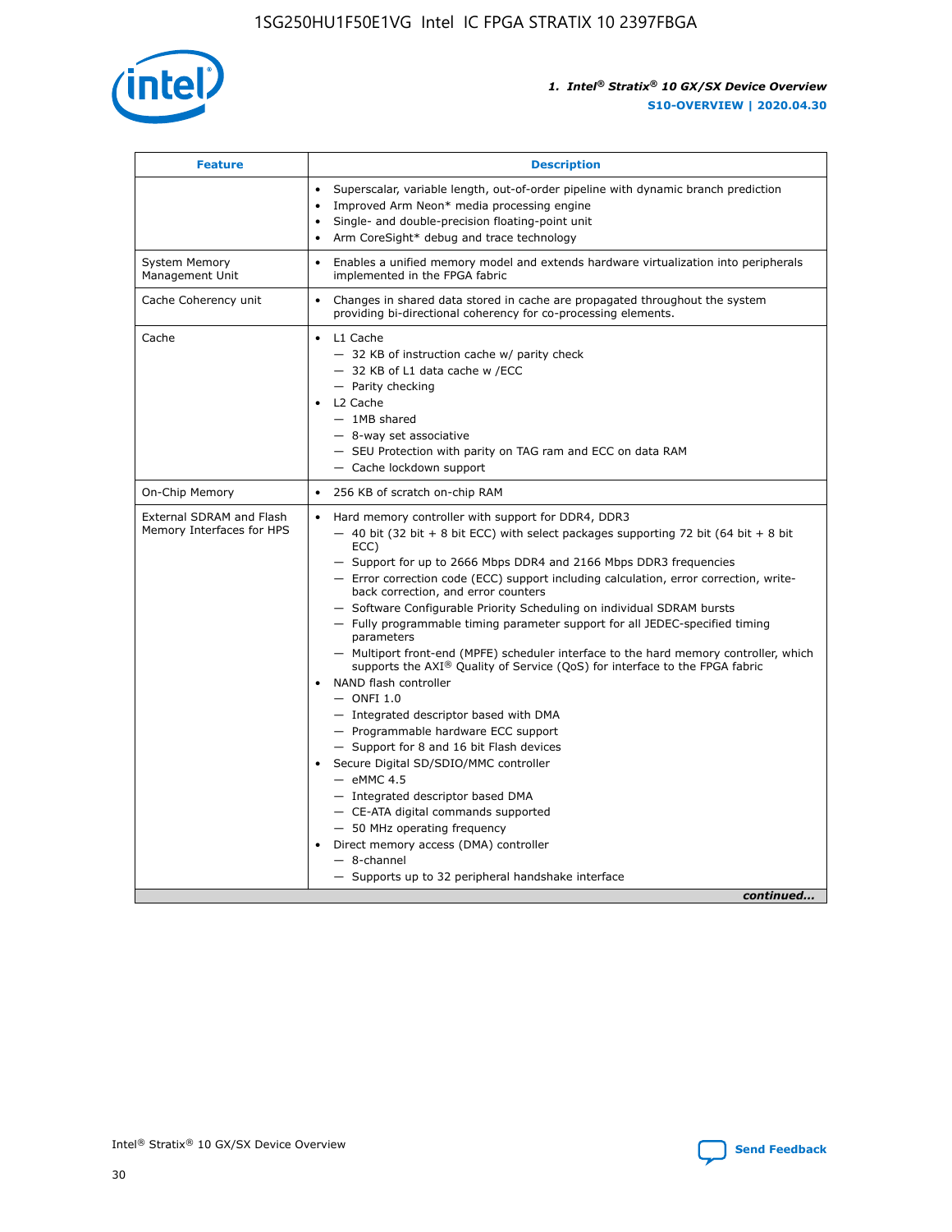| Feature | Description |
| --- | --- |
|  | • Superscalar, variable length, out-of-order pipeline with dynamic branch prediction<br>• Improved Arm Neon* media processing engine<br>• Single- and double-precision floating-point unit<br>• Arm CoreSight* debug and trace technology |
| System Memory Management Unit | • Enables a unified memory model and extends hardware virtualization into peripherals implemented in the FPGA fabric |
| Cache Coherency unit | • Changes in shared data stored in cache are propagated throughout the system providing bi-directional coherency for co-processing elements. |
| Cache | • L1 Cache<br>— 32 KB of instruction cache w/ parity check<br>— 32 KB of L1 data cache w /ECC<br>— Parity checking<br>• L2 Cache<br>— 1MB shared<br>— 8-way set associative<br>— SEU Protection with parity on TAG ram and ECC on data RAM<br>— Cache lockdown support |
| On-Chip Memory | • 256 KB of scratch on-chip RAM |
| External SDRAM and Flash Memory Interfaces for HPS | • Hard memory controller with support for DDR4, DDR3<br>— 40 bit (32 bit + 8 bit ECC) with select packages supporting 72 bit (64 bit + 8 bit ECC)<br>— Support for up to 2666 Mbps DDR4 and 2166 Mbps DDR3 frequencies<br>— Error correction code (ECC) support including calculation, error correction, write-back correction, and error counters<br>— Software Configurable Priority Scheduling on individual SDRAM bursts<br>— Fully programmable timing parameter support for all JEDEC-specified timing parameters<br>— Multiport front-end (MPFE) scheduler interface to the hard memory controller, which supports the AXI® Quality of Service (QoS) for interface to the FPGA fabric<br>• NAND flash controller<br>— ONFI 1.0<br>— Integrated descriptor based with DMA<br>— Programmable hardware ECC support<br>— Support for 8 and 16 bit Flash devices<br>• Secure Digital SD/SDIO/MMC controller<br>— eMMC 4.5<br>— Integrated descriptor based DMA<br>— CE-ATA digital commands supported<br>— 50 MHz operating frequency<br>• Direct memory access (DMA) controller<br>— 8-channel<br>— Supports up to 32 peripheral handshake interface |

*continued...*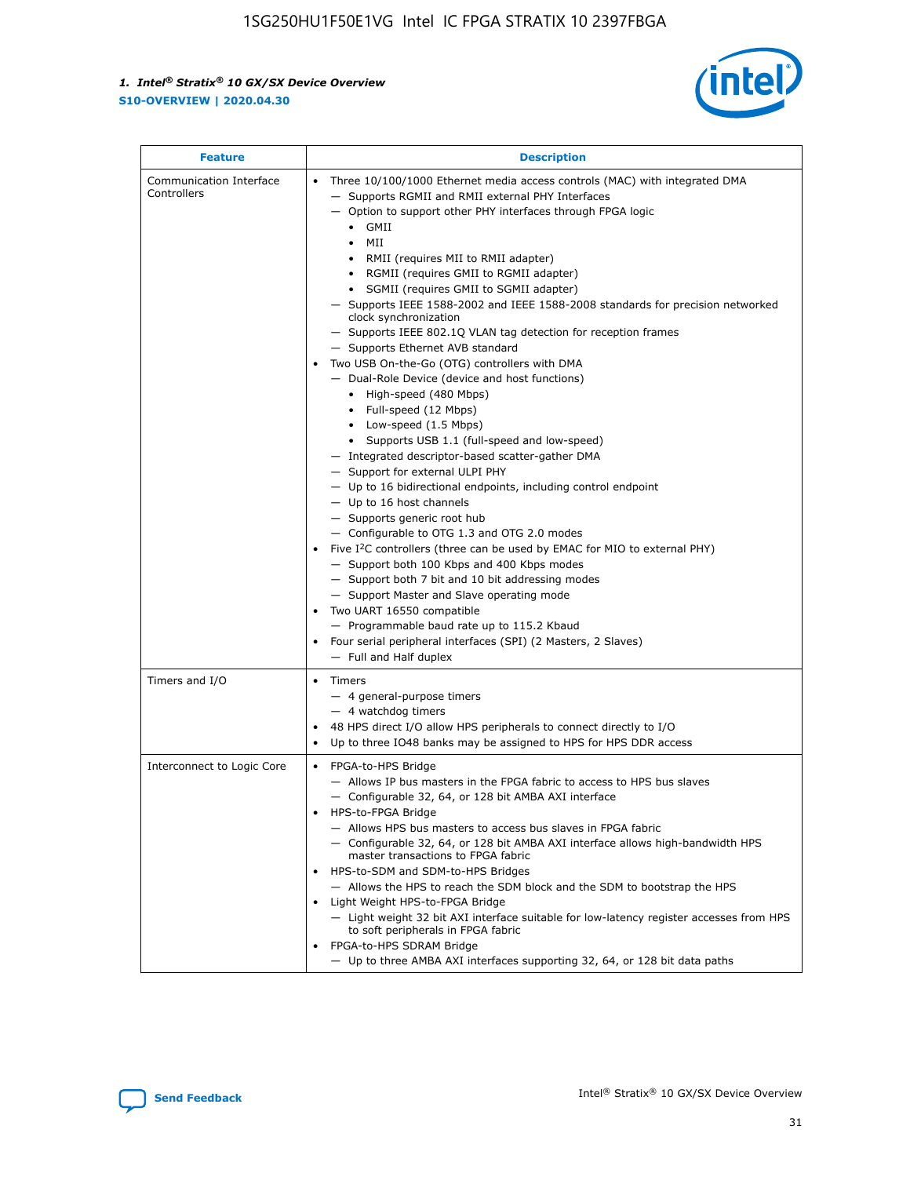| Feature | Description |
| --- | --- |
| Communication Interface Controllers | • Three 10/100/1000 Ethernet media access controls (MAC) with integrated DMA<br>— Supports RGMII and RMII external PHY Interfaces<br>— Option to support other PHY interfaces through FPGA logic<br>• GMII<br>• MII<br>• RMII (requires MII to RMII adapter)<br>• RGMII (requires GMII to RGMII adapter)<br>• SGMII (requires GMII to SGMII adapter)<br>— Supports IEEE 1588-2002 and IEEE 1588-2008 standards for precision networked clock synchronization<br>— Supports IEEE 802.1Q VLAN tag detection for reception frames<br>— Supports Ethernet AVB standard<br>• Two USB On-the-Go (OTG) controllers with DMA<br>— Dual-Role Device (device and host functions)<br>• High-speed (480 Mbps)<br>• Full-speed (12 Mbps)<br>• Low-speed (1.5 Mbps)<br>• Supports USB 1.1 (full-speed and low-speed)<br>— Integrated descriptor-based scatter-gather DMA<br>— Support for external ULPI PHY<br>— Up to 16 bidirectional endpoints, including control endpoint<br>— Up to 16 host channels<br>— Supports generic root hub<br>— Configurable to OTG 1.3 and OTG 2.0 modes<br>• Five I²C controllers (three can be used by EMAC for MIO to external PHY)<br>— Support both 100 Kbps and 400 Kbps modes<br>— Support both 7 bit and 10 bit addressing modes<br>— Support Master and Slave operating mode<br>• Two UART 16550 compatible<br>— Programmable baud rate up to 115.2 Kbaud<br>• Four serial peripheral interfaces (SPI) (2 Masters, 2 Slaves)<br>— Full and Half duplex |
| Timers and I/O | • Timers<br>— 4 general-purpose timers<br>— 4 watchdog timers<br>• 48 HPS direct I/O allow HPS peripherals to connect directly to I/O<br>• Up to three IO48 banks may be assigned to HPS for HPS DDR access |
| Interconnect to Logic Core | • FPGA-to-HPS Bridge<br>— Allows IP bus masters in the FPGA fabric to access to HPS bus slaves<br>— Configurable 32, 64, or 128 bit AMBA AXI interface<br>• HPS-to-FPGA Bridge<br>— Allows HPS bus masters to access bus slaves in FPGA fabric<br>— Configurable 32, 64, or 128 bit AMBA AXI interface allows high-bandwidth HPS master transactions to FPGA fabric<br>• HPS-to-SDM and SDM-to-HPS Bridges<br>— Allows the HPS to reach the SDM block and the SDM to bootstrap the HPS<br>• Light Weight HPS-to-FPGA Bridge<br>— Light weight 32 bit AXI interface suitable for low-latency register accesses from HPS to soft peripherals in FPGA fabric<br>• FPGA-to-HPS SDRAM Bridge<br>— Up to three AMBA AXI interfaces supporting 32, 64, or 128 bit data paths |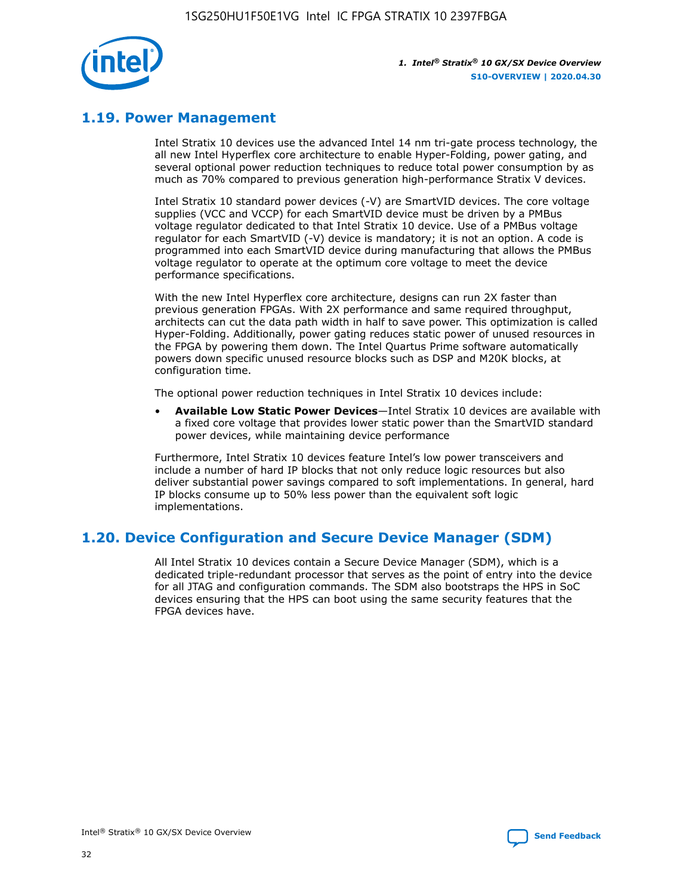## 1.19. Power Management

Intel Stratix 10 devices use the advanced Intel 14 nm tri-gate process technology, the all new Intel Hyperflex core architecture to enable Hyper-Folding, power gating, and several optional power reduction techniques to reduce total power consumption by as much as 70% compared to previous generation high-performance Stratix V devices.

Intel Stratix 10 standard power devices (-V) are SmartVID devices. The core voltage supplies (VCC and VCCP) for each SmartVID device must be driven by a PMBus voltage regulator dedicated to that Intel Stratix 10 device. Use of a PMBus voltage regulator for each SmartVID (-V) device is mandatory; it is not an option. A code is programmed into each SmartVID device during manufacturing that allows the PMBus voltage regulator to operate at the optimum core voltage to meet the device performance specifications.

With the new Intel Hyperflex core architecture, designs can run 2X faster than previous generation FPGAs. With 2X performance and same required throughput, architects can cut the data path width in half to save power. This optimization is called Hyper-Folding. Additionally, power gating reduces static power of unused resources in the FPGA by powering them down. The Intel Quartus Prime software automatically powers down specific unused resource blocks such as DSP and M20K blocks, at configuration time.

The optional power reduction techniques in Intel Stratix 10 devices include:

- **Available Low Static Power Devices**—Intel Stratix 10 devices are available with a fixed core voltage that provides lower static power than the SmartVID standard power devices, while maintaining device performance

Furthermore, Intel Stratix 10 devices feature Intel's low power transceivers and include a number of hard IP blocks that not only reduce logic resources but also deliver substantial power savings compared to soft implementations. In general, hard IP blocks consume up to 50% less power than the equivalent soft logic implementations.

## 1.20. Device Configuration and Secure Device Manager (SDM)

All Intel Stratix 10 devices contain a Secure Device Manager (SDM), which is a dedicated triple-redundant processor that serves as the point of entry into the device for all JTAG and configuration commands. The SDM also bootstraps the HPS in SoC devices ensuring that the HPS can boot using the same security features that the FPGA devices have.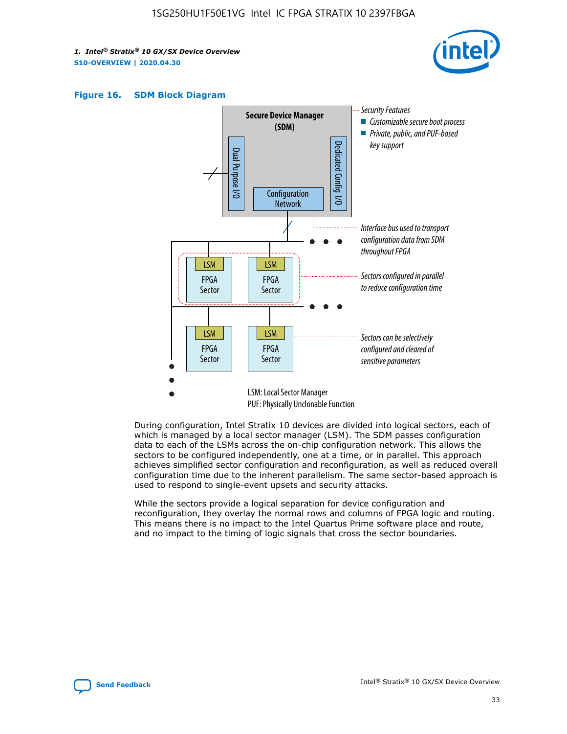**Figure 16. SDM Block Diagram**

Secure Device Manager (SDM)

Dual Purpose I/O

Dedicated Config I/O

Configuration Network

Security Features
- Customizable secure boot process
- Private, public, and PUF-based key support

Interface bus used to transport configuration data from SDM throughout FPGA

Sectors configured in parallel to reduce configuration time

Sectors can be selectively configured and cleared of sensitive parameters

LSM: Local Sector Manager
PUF: Physically Unclonable Function

During configuration, Intel Stratix 10 devices are divided into logical sectors, each of which is managed by a local sector manager (LSM). The SDM passes configuration data to each of the LSMs across the on-chip configuration network. This allows the sectors to be configured independently, one at a time, or in parallel. This approach achieves simplified sector configuration and reconfiguration, as well as reduced overall configuration time due to the inherent parallelism. The same sector-based approach is used to respond to single-event upsets and security attacks.

While the sectors provide a logical separation for device configuration and reconfiguration, they overlay the normal rows and columns of FPGA logic and routing. This means there is no impact to the Intel Quartus Prime software place and route, and no impact to the timing of logic signals that cross the sector boundaries.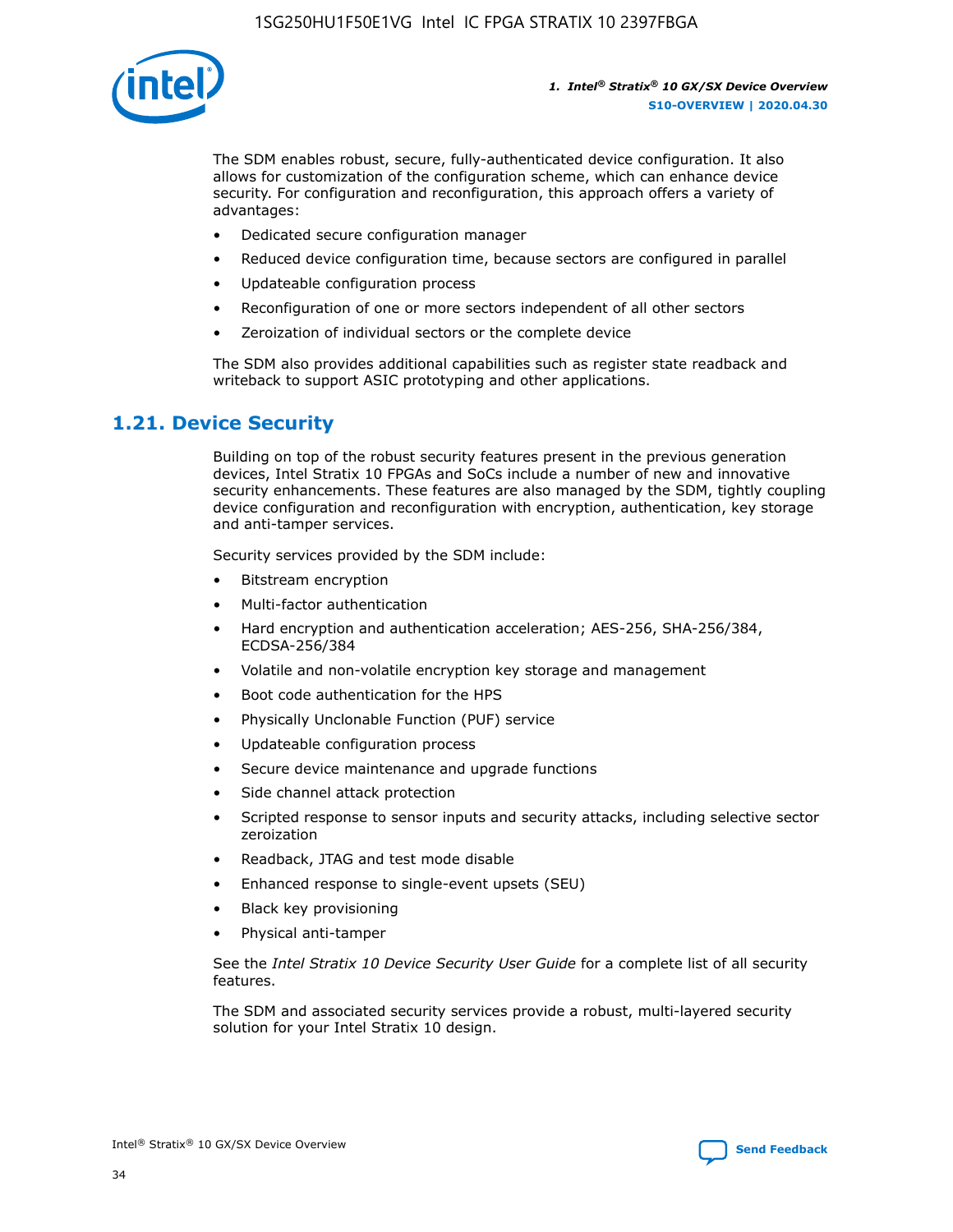The SDM enables robust, secure, fully-authenticated device configuration. It also allows for customization of the configuration scheme, which can enhance device security. For configuration and reconfiguration, this approach offers a variety of advantages:

- Dedicated secure configuration manager
- Reduced device configuration time, because sectors are configured in parallel
- Updateable configuration process
- Reconfiguration of one or more sectors independent of all other sectors
- Zeroization of individual sectors or the complete device

The SDM also provides additional capabilities such as register state readback and writeback to support ASIC prototyping and other applications.

## 1.21. Device Security

Building on top of the robust security features present in the previous generation devices, Intel Stratix 10 FPGAs and SoCs include a number of new and innovative security enhancements. These features are also managed by the SDM, tightly coupling device configuration and reconfiguration with encryption, authentication, key storage and anti-tamper services.

Security services provided by the SDM include:

- Bitstream encryption
- Multi-factor authentication
- Hard encryption and authentication acceleration; AES-256, SHA-256/384, ECDSA-256/384
- Volatile and non-volatile encryption key storage and management
- Boot code authentication for the HPS
- Physically Unclonable Function (PUF) service
- Updateable configuration process
- Secure device maintenance and upgrade functions
- Side channel attack protection
- Scripted response to sensor inputs and security attacks, including selective sector zeroization
- Readback, JTAG and test mode disable
- Enhanced response to single-event upsets (SEU)
- Black key provisioning
- Physical anti-tamper

See the *Intel Stratix 10 Device Security User Guide* for a complete list of all security features.

The SDM and associated security services provide a robust, multi-layered security solution for your Intel Stratix 10 design.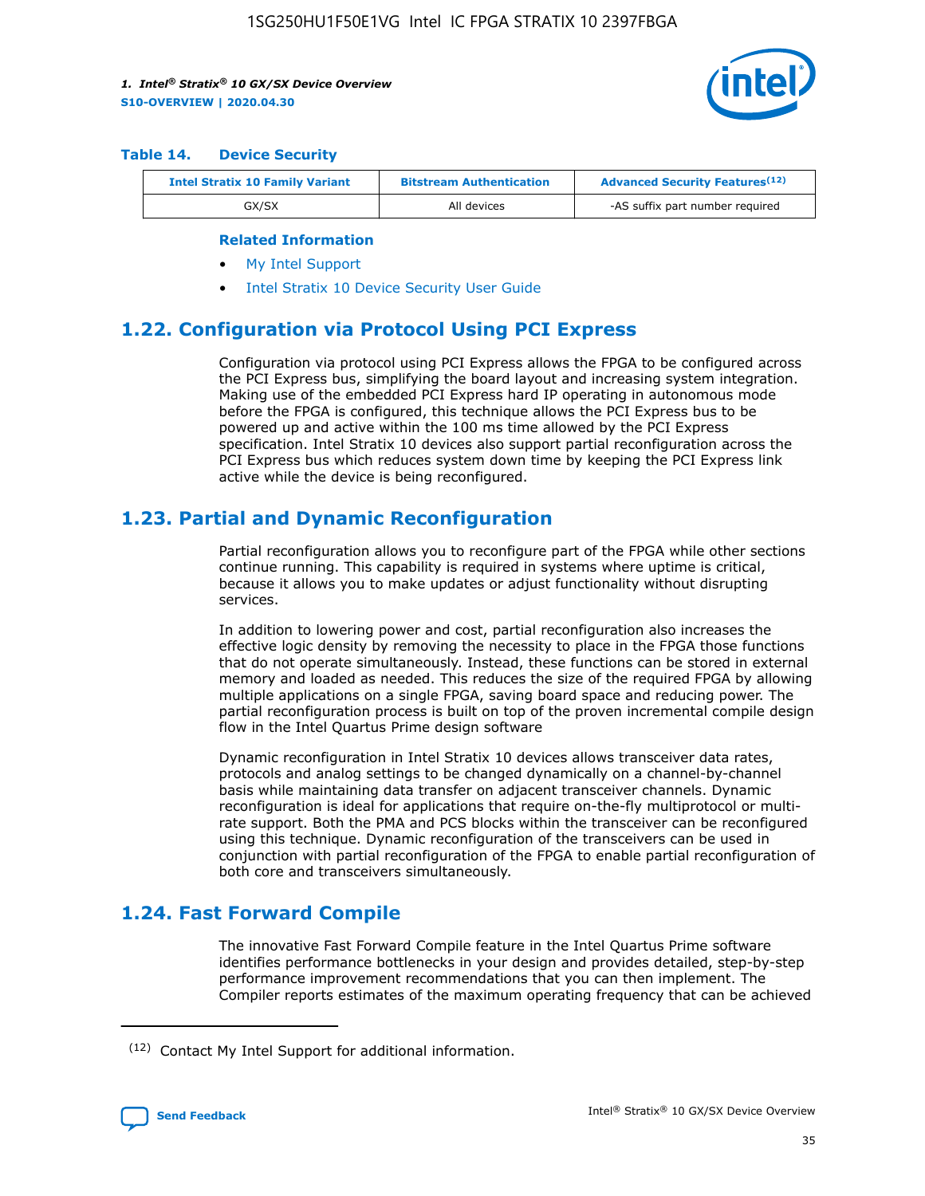### Table 14. Device Security

| Intel Stratix 10 Family Variant | Bitstream Authentication | Advanced Security Features[12] |
| --- | --- | --- |
| GX/SX | All devices | -AS suffix part number required |

#### Related Information

- My Intel Support
- Intel Stratix 10 Device Security User Guide

## 1.22. Configuration via Protocol Using PCI Express

Configuration via protocol using PCI Express allows the FPGA to be configured across the PCI Express bus, simplifying the board layout and increasing system integration. Making use of the embedded PCI Express hard IP operating in autonomous mode before the FPGA is configured, this technique allows the PCI Express bus to be powered up and active within the 100 ms time allowed by the PCI Express specification. Intel Stratix 10 devices also support partial reconfiguration across the PCI Express bus which reduces system down time by keeping the PCI Express link active while the device is being reconfigured.

## 1.23. Partial and Dynamic Reconfiguration

Partial reconfiguration allows you to reconfigure part of the FPGA while other sections continue running. This capability is required in systems where uptime is critical, because it allows you to make updates or adjust functionality without disrupting services.

In addition to lowering power and cost, partial reconfiguration also increases the effective logic density by removing the necessity to place in the FPGA those functions that do not operate simultaneously. Instead, these functions can be stored in external memory and loaded as needed. This reduces the size of the required FPGA by allowing multiple applications on a single FPGA, saving board space and reducing power. The partial reconfiguration process is built on top of the proven incremental compile design flow in the Intel Quartus Prime design software

Dynamic reconfiguration in Intel Stratix 10 devices allows transceiver data rates, protocols and analog settings to be changed dynamically on a channel-by-channel basis while maintaining data transfer on adjacent transceiver channels. Dynamic reconfiguration is ideal for applications that require on-the-fly multiprotocol or multi-rate support. Both the PMA and PCS blocks within the transceiver can be reconfigured using this technique. Dynamic reconfiguration of the transceivers can be used in conjunction with partial reconfiguration of the FPGA to enable partial reconfiguration of both core and transceivers simultaneously.

## 1.24. Fast Forward Compile

The innovative Fast Forward Compile feature in the Intel Quartus Prime software identifies performance bottlenecks in your design and provides detailed, step-by-step performance improvement recommendations that you can then implement. The Compiler reports estimates of the maximum operating frequency that can be achieved

[12] Contact My Intel Support for additional information.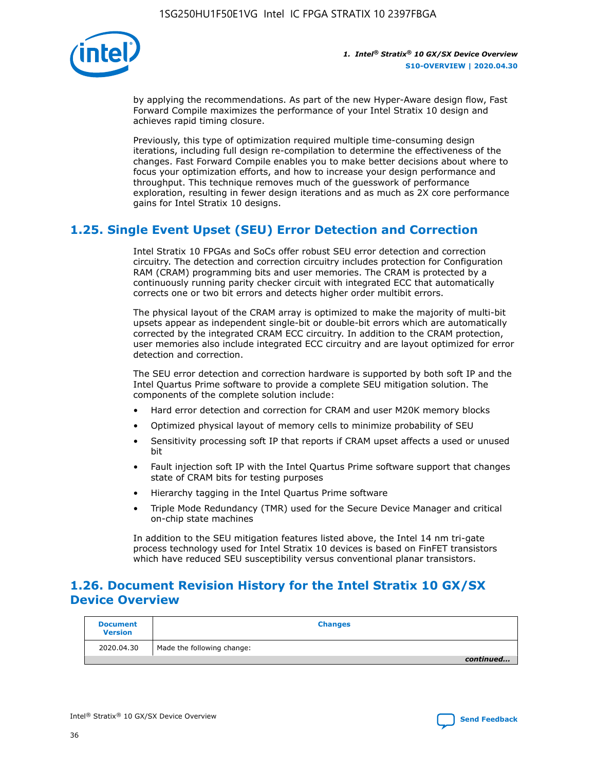by applying the recommendations. As part of the new Hyper-Aware design flow, Fast Forward Compile maximizes the performance of your Intel Stratix 10 design and achieves rapid timing closure.

Previously, this type of optimization required multiple time-consuming design iterations, including full design re-compilation to determine the effectiveness of the changes. Fast Forward Compile enables you to make better decisions about where to focus your optimization efforts, and how to increase your design performance and throughput. This technique removes much of the guesswork of performance exploration, resulting in fewer design iterations and as much as 2X core performance gains for Intel Stratix 10 designs.

## 1.25. Single Event Upset (SEU) Error Detection and Correction

Intel Stratix 10 FPGAs and SoCs offer robust SEU error detection and correction circuitry. The detection and correction circuitry includes protection for Configuration RAM (CRAM) programming bits and user memories. The CRAM is protected by a continuously running parity checker circuit with integrated ECC that automatically corrects one or two bit errors and detects higher order multibit errors.

The physical layout of the CRAM array is optimized to make the majority of multi-bit upsets appear as independent single-bit or double-bit errors which are automatically corrected by the integrated CRAM ECC circuitry. In addition to the CRAM protection, user memories also include integrated ECC circuitry and are layout optimized for error detection and correction.

The SEU error detection and correction hardware is supported by both soft IP and the Intel Quartus Prime software to provide a complete SEU mitigation solution. The components of the complete solution include:

- Hard error detection and correction for CRAM and user M20K memory blocks
- Optimized physical layout of memory cells to minimize probability of SEU
- Sensitivity processing soft IP that reports if CRAM upset affects a used or unused bit
- Fault injection soft IP with the Intel Quartus Prime software support that changes state of CRAM bits for testing purposes
- Hierarchy tagging in the Intel Quartus Prime software
- Triple Mode Redundancy (TMR) used for the Secure Device Manager and critical on-chip state machines

In addition to the SEU mitigation features listed above, the Intel 14 nm tri-gate process technology used for Intel Stratix 10 devices is based on FinFET transistors which have reduced SEU susceptibility versus conventional planar transistors.

## 1.26. Document Revision History for the Intel Stratix 10 GX/SX Device Overview

| Document Version | Changes |
|---|---|
| 2020.04.30 | Made the following change: |
| | *continued...* |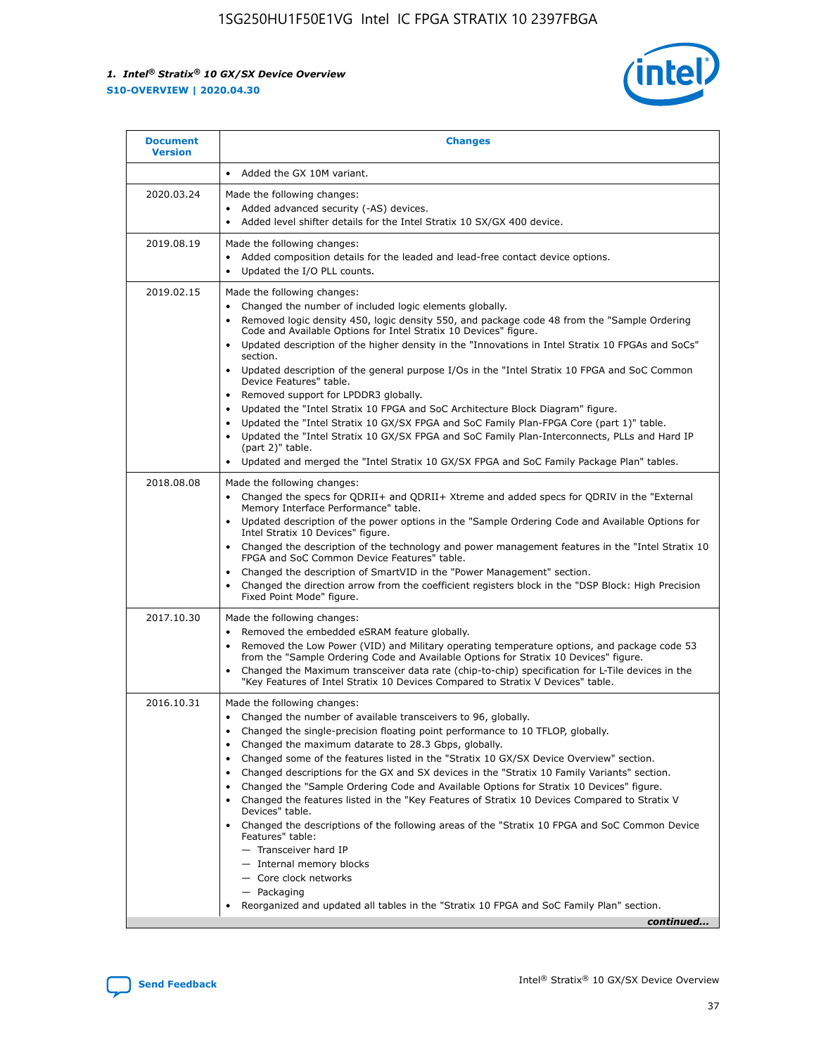| Document Version | Changes |
| --- | --- |
| | • Added the GX 10M variant. |
| 2020.03.24 | Made the following changes:<br>• Added advanced security (-AS) devices.<br>• Added level shifter details for the Intel Stratix 10 SX/GX 400 device. |
| 2019.08.19 | Made the following changes:<br>• Added composition details for the leaded and lead-free contact device options.<br>• Updated the I/O PLL counts. |
| 2019.02.15 | Made the following changes:<br>• Changed the number of included logic elements globally.<br>• Removed logic density 450, logic density 550, and package code 48 from the "Sample Ordering Code and Available Options for Intel Stratix 10 Devices" figure.<br>• Updated description of the higher density in the "Innovations in Intel Stratix 10 FPGAs and SoCs" section.<br>• Updated description of the general purpose I/Os in the "Intel Stratix 10 FPGA and SoC Common Device Features" table.<br>• Removed support for LPDDR3 globally.<br>• Updated the "Intel Stratix 10 FPGA and SoC Architecture Block Diagram" figure.<br>• Updated the "Intel Stratix 10 GX/SX FPGA and SoC Family Plan-FPGA Core (part 1)" table.<br>• Updated the "Intel Stratix 10 GX/SX FPGA and SoC Family Plan-Interconnects, PLLs and Hard IP (part 2)" table.<br>• Updated and merged the "Intel Stratix 10 GX/SX FPGA and SoC Family Package Plan" tables. |
| 2018.08.08 | Made the following changes:<br>• Changed the specs for QDRII+ and QDRII+ Xtreme and added specs for QDRIV in the "External Memory Interface Performance" table.<br>• Updated description of the power options in the "Sample Ordering Code and Available Options for Intel Stratix 10 Devices" figure.<br>• Changed the description of the technology and power management features in the "Intel Stratix 10 FPGA and SoC Common Device Features" table.<br>• Changed the description of SmartVID in the "Power Management" section.<br>• Changed the direction arrow from the coefficient registers block in the "DSP Block: High Precision Fixed Point Mode" figure. |
| 2017.10.30 | Made the following changes:<br>• Removed the embedded eSRAM feature globally.<br>• Removed the Low Power (VID) and Military operating temperature options, and package code 53 from the "Sample Ordering Code and Available Options for Intel Stratix 10 Devices" figure.<br>• Changed the Maximum transceiver data rate (chip-to-chip) specification for L-Tile devices in the "Key Features of Intel Stratix 10 Devices Compared to Stratix V Devices" table. |
| 2016.10.31 | Made the following changes:<br>• Changed the number of available transceivers to 96, globally.<br>• Changed the single-precision floating point performance to 10 TFLOP, globally.<br>• Changed the maximum datarate to 28.3 Gbps, globally.<br>• Changed some of the features listed in the "Stratix 10 GX/SX Device Overview" section.<br>• Changed descriptions for the GX and SX devices in the "Stratix 10 Family Variants" section.<br>• Changed the "Sample Ordering Code and Available Options for Stratix 10 Devices" figure.<br>• Changed the features listed in the "Key Features of Stratix 10 Devices Compared to Stratix V Devices" table.<br>• Changed the descriptions of the following areas of the "Stratix 10 FPGA and SoC Common Device Features" table:<br>— Transceiver hard IP<br>— Internal memory blocks<br>— Core clock networks<br>— Packaging<br>• Reorganized and updated all tables in the "Stratix 10 FPGA and SoC Family Plan" section. |

*continued...*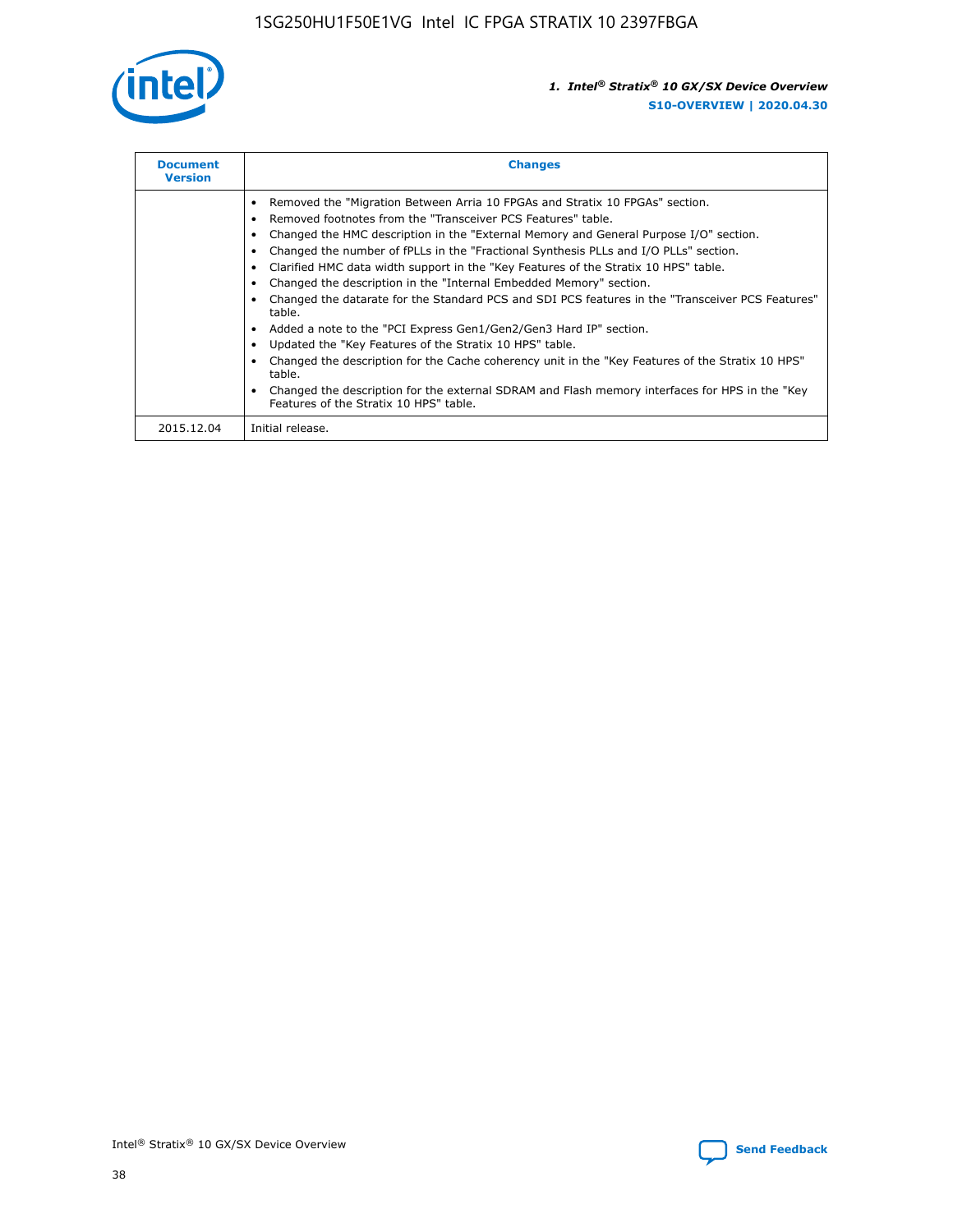| Document Version | Changes |
|---|---|
| | • Removed the "Migration Between Arria 10 FPGAs and Stratix 10 FPGAs" section.<br>• Removed footnotes from the "Transceiver PCS Features" table.<br>• Changed the HMC description in the "External Memory and General Purpose I/O" section.<br>• Changed the number of fPLLs in the "Fractional Synthesis PLLs and I/O PLLs" section.<br>• Clarified HMC data width support in the "Key Features of the Stratix 10 HPS" table.<br>• Changed the description in the "Internal Embedded Memory" section.<br>• Changed the datarate for the Standard PCS and SDI PCS features in the "Transceiver PCS Features" table.<br>• Added a note to the "PCI Express Gen1/Gen2/Gen3 Hard IP" section.<br>• Updated the "Key Features of the Stratix 10 HPS" table.<br>• Changed the description for the Cache coherency unit in the "Key Features of the Stratix 10 HPS" table.<br>• Changed the description for the external SDRAM and Flash memory interfaces for HPS in the "Key Features of the Stratix 10 HPS" table. |
| 2015.12.04 | Initial release. |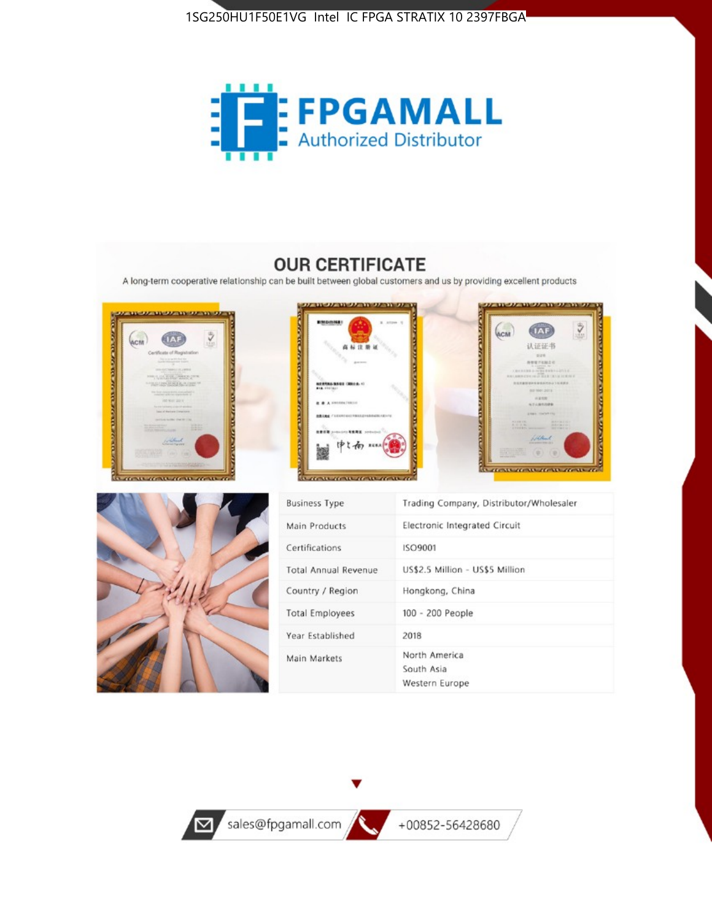FPGAMALL

Authorized Distributor

## OUR CERTIFICATE

A long-term cooperative relationship can be built between global customers and us by providing excellent products

| | |
|---|---|
| Business Type | Trading Company, Distributor/Wholesaler |
| Main Products | Electronic Integrated Circuit |
| Certifications | ISO9001 |
| Total Annual Revenue | US$2.5 Million - US$5 Million |
| Country / Region | Hongkong, China |
| Total Employees | 100 - 200 People |
| Year Established | 2018 |
| Main Markets | North America<br>South Asia<br>Western Europe |

sales@fpgamall.com

+00852-56428680